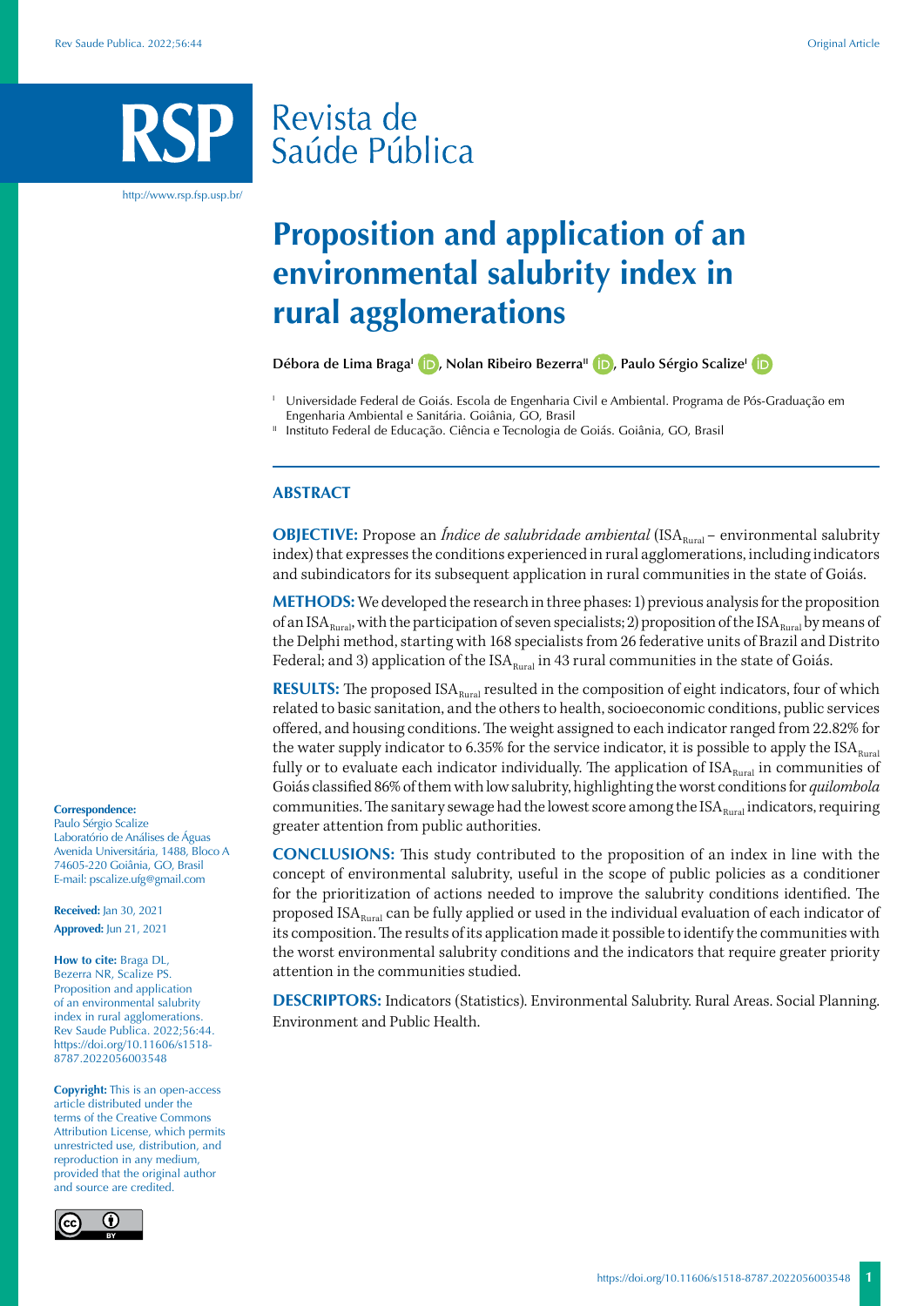# Proposition and application of an environmental salubrity index in rural agglomerations

**Débora de Lima Braga[I], Nolan Ribeiro Bezerra[II], Paulo Sérgio Scalize[I]**

[I] Universidade Federal de Goiás. Escola de Engenharia Civil e Ambiental. Programa de Pós-Graduação em Engenharia Ambiental e Sanitária. Goiânia, GO, Brasil

[II] Instituto Federal de Educação. Ciência e Tecnologia de Goiás. Goiânia, GO, Brasil

## ABSTRACT

**OBJECTIVE:** Propose an *Índice de salubridade ambiental* ($ISA_{Rural}$ – environmental salubrity index) that expresses the conditions experienced in rural agglomerations, including indicators and subindicators for its subsequent application in rural communities in the state of Goiás.

**METHODS:** We developed the research in three phases: 1) previous analysis for the proposition of an $ISA_{Rural}$, with the participation of seven specialists; 2) proposition of the $ISA_{Rural}$ by means of the Delphi method, starting with 168 specialists from 26 federative units of Brazil and Distrito Federal; and 3) application of the $ISA_{Rural}$ in 43 rural communities in the state of Goiás.

**RESULTS:** The proposed $ISA_{Rural}$ resulted in the composition of eight indicators, four of which related to basic sanitation, and the others to health, socioeconomic conditions, public services offered, and housing conditions. The weight assigned to each indicator ranged from 22.82% for the water supply indicator to 6.35% for the service indicator, it is possible to apply the $ISA_{Rural}$ fully or to evaluate each indicator individually. The application of $ISA_{Rural}$ in communities of Goiás classified 86% of them with low salubrity, highlighting the worst conditions for *quilombola* communities. The sanitary sewage had the lowest score among the $ISA_{Rural}$ indicators, requiring greater attention from public authorities.

**CONCLUSIONS:** This study contributed to the proposition of an index in line with the concept of environmental salubrity, useful in the scope of public policies as a conditioner for the prioritization of actions needed to improve the salubrity conditions identified. The proposed $ISA_{Rural}$ can be fully applied or used in the individual evaluation of each indicator of its composition. The results of its application made it possible to identify the communities with the worst environmental salubrity conditions and the indicators that require greater priority attention in the communities studied.

**DESCRIPTORS:** Indicators (Statistics). Environmental Salubrity. Rural Areas. Social Planning. Environment and Public Health.

**Correspondence:**
Paulo Sérgio Scalize
Laboratório de Análises de Águas
Avenida Universitária, 1488, Bloco A
74605-220 Goiânia, GO, Brasil
E-mail: pscalize.ufg@gmail.com

**Received:** Jan 30, 2021
**Approved:** Jun 21, 2021

**How to cite:** Braga DL, Bezerra NR, Scalize PS. Proposition and application of an environmental salubrity index in rural agglomerations. Rev Saude Publica. 2022;56:44. https://doi.org/10.11606/s1518-8787.2022056003548

**Copyright:** This is an open-access article distributed under the terms of the Creative Commons Attribution License, which permits unrestricted use, distribution, and reproduction in any medium, provided that the original author and source are credited.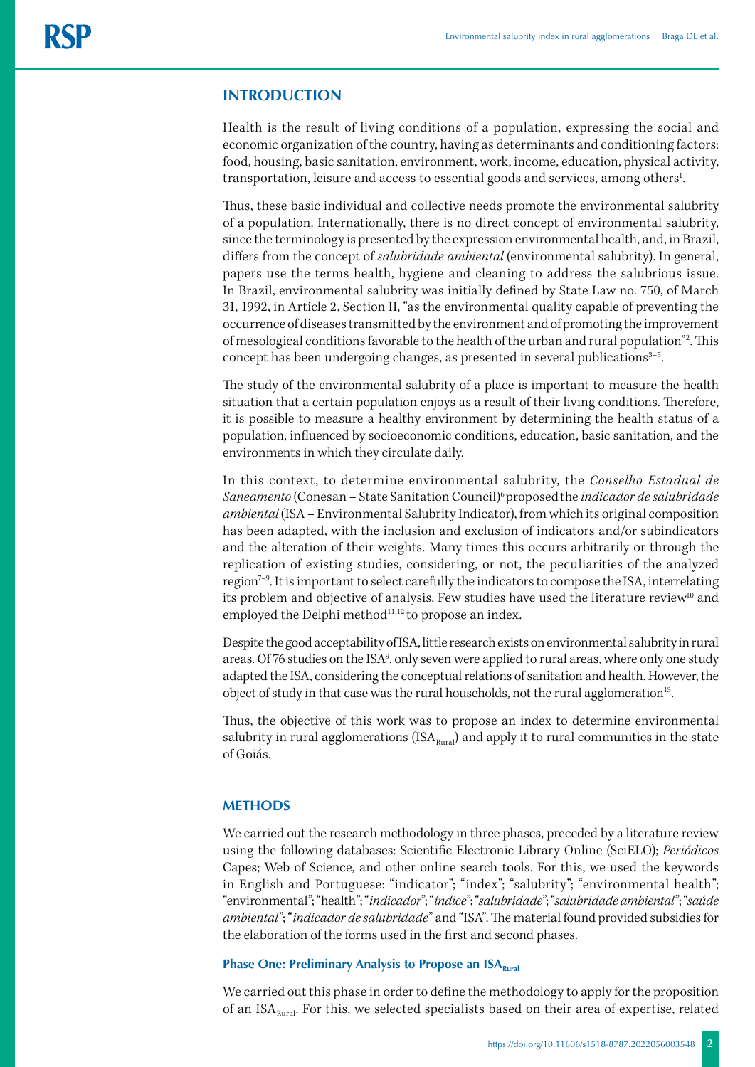## INTRODUCTION

Health is the result of living conditions of a population, expressing the social and economic organization of the country, having as determinants and conditioning factors: food, housing, basic sanitation, environment, work, income, education, physical activity, transportation, leisure and access to essential goods and services, among others[1].

Thus, these basic individual and collective needs promote the environmental salubrity of a population. Internationally, there is no direct concept of environmental salubrity, since the terminology is presented by the expression environmental health, and, in Brazil, differs from the concept of *salubridade ambiental* (environmental salubrity). In general, papers use the terms health, hygiene and cleaning to address the salubrious issue. In Brazil, environmental salubrity was initially defined by State Law no. 750, of March 31, 1992, in Article 2, Section II, "as the environmental quality capable of preventing the occurrence of diseases transmitted by the environment and of promoting the improvement of mesological conditions favorable to the health of the urban and rural population"[2]. This concept has been undergoing changes, as presented in several publications[3–5].

The study of the environmental salubrity of a place is important to measure the health situation that a certain population enjoys as a result of their living conditions. Therefore, it is possible to measure a healthy environment by determining the health status of a population, influenced by socioeconomic conditions, education, basic sanitation, and the environments in which they circulate daily.

In this context, to determine environmental salubrity, the *Conselho Estadual de Saneamento* (Conesan – State Sanitation Council)[6] proposed the *indicador de salubridade ambiental* (ISA – Environmental Salubrity Indicator), from which its original composition has been adapted, with the inclusion and exclusion of indicators and/or subindicators and the alteration of their weights. Many times this occurs arbitrarily or through the replication of existing studies, considering, or not, the peculiarities of the analyzed region[7–9]. It is important to select carefully the indicators to compose the ISA, interrelating its problem and objective of analysis. Few studies have used the literature review[10] and employed the Delphi method[11,12] to propose an index.

Despite the good acceptability of ISA, little research exists on environmental salubrity in rural areas. Of 76 studies on the ISA[9], only seven were applied to rural areas, where only one study adapted the ISA, considering the conceptual relations of sanitation and health. However, the object of study in that case was the rural households, not the rural agglomeration[13].

Thus, the objective of this work was to propose an index to determine environmental salubrity in rural agglomerations ($ISA_{Rural}$) and apply it to rural communities in the state of Goiás.

## METHODS

We carried out the research methodology in three phases, preceded by a literature review using the following databases: Scientific Electronic Library Online (SciELO); *Periódicos* Capes; Web of Science, and other online search tools. For this, we used the keywords in English and Portuguese: "indicator"; "index"; "salubrity"; "environmental health"; "environmental"; "health"; "*indicador*"; "*índice*"; "*salubridade*"; "*salubridade ambiental*"; "*saúde ambiental*"; "*indicador de salubridade*" and "ISA". The material found provided subsidies for the elaboration of the forms used in the first and second phases.

### Phase One: Preliminary Analysis to Propose an $ISA_{Rural}$

We carried out this phase in order to define the methodology to apply for the proposition of an $ISA_{Rural}$. For this, we selected specialists based on their area of expertise, related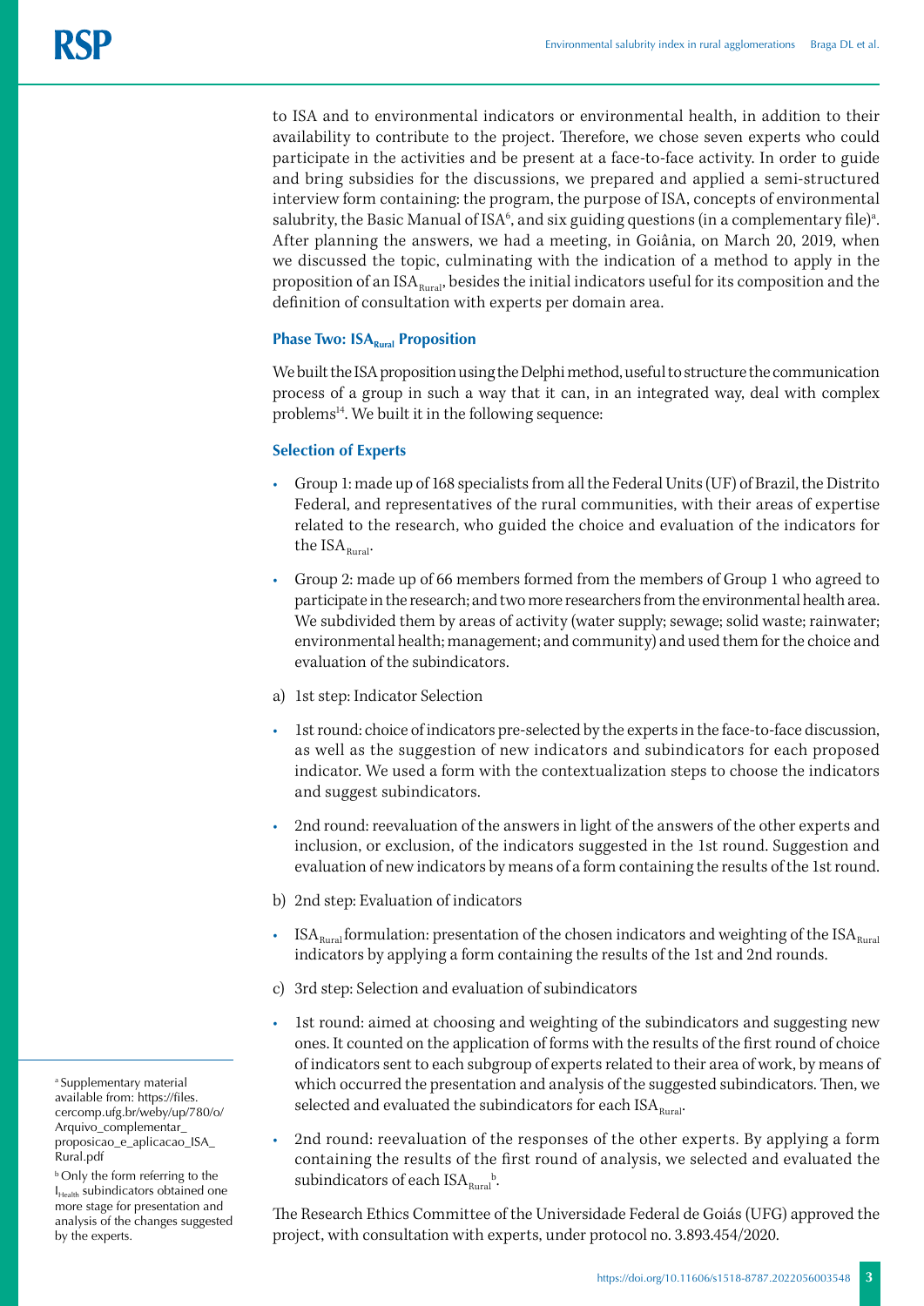to ISA and to environmental indicators or environmental health, in addition to their availability to contribute to the project. Therefore, we chose seven experts who could participate in the activities and be present at a face-to-face activity. In order to guide and bring subsidies for the discussions, we prepared and applied a semi-structured interview form containing: the program, the purpose of ISA, concepts of environmental salubrity, the Basic Manual of ISA[6], and six guiding questions (in a complementary file)[a]. After planning the answers, we had a meeting, in Goiânia, on March 20, 2019, when we discussed the topic, culminating with the indication of a method to apply in the proposition of an $ISA_{Rural}$, besides the initial indicators useful for its composition and the definition of consultation with experts per domain area.

### Phase Two: $ISA_{Rural}$ Proposition

We built the ISA proposition using the Delphi method, useful to structure the communication process of a group in such a way that it can, in an integrated way, deal with complex problems[14]. We built it in the following sequence:

### Selection of Experts

- Group 1: made up of 168 specialists from all the Federal Units (UF) of Brazil, the Distrito Federal, and representatives of the rural communities, with their areas of expertise related to the research, who guided the choice and evaluation of the indicators for the $ISA_{Rural}$.
- Group 2: made up of 66 members formed from the members of Group 1 who agreed to participate in the research; and two more researchers from the environmental health area. We subdivided them by areas of activity (water supply; sewage; solid waste; rainwater; environmental health; management; and community) and used them for the choice and evaluation of the subindicators.

a) 1st step: Indicator Selection

- 1st round: choice of indicators pre-selected by the experts in the face-to-face discussion, as well as the suggestion of new indicators and subindicators for each proposed indicator. We used a form with the contextualization steps to choose the indicators and suggest subindicators.
- 2nd round: reevaluation of the answers in light of the answers of the other experts and inclusion, or exclusion, of the indicators suggested in the 1st round. Suggestion and evaluation of new indicators by means of a form containing the results of the 1st round.

b) 2nd step: Evaluation of indicators

- $ISA_{Rural}$ formulation: presentation of the chosen indicators and weighting of the $ISA_{Rural}$ indicators by applying a form containing the results of the 1st and 2nd rounds.

c) 3rd step: Selection and evaluation of subindicators

- 1st round: aimed at choosing and weighting of the subindicators and suggesting new ones. It counted on the application of forms with the results of the first round of choice of indicators sent to each subgroup of experts related to their area of work, by means of which occurred the presentation and analysis of the suggested subindicators. Then, we selected and evaluated the subindicators for each $ISA_{Rural}$.
- 2nd round: reevaluation of the responses of the other experts. By applying a form containing the results of the first round of analysis, we selected and evaluated the subindicators of each $ISA_{Rural}$[b].

The Research Ethics Committee of the Universidade Federal de Goiás (UFG) approved the project, with consultation with experts, under protocol no. 3.893.454/2020.

---

[a] Supplementary material available from: https://files.cercomp.ufg.br/weby/up/780/o/Arquivo_complementar_proposicao_e_aplicacao_ISA_Rural.pdf

[b] Only the form referring to the $I_{Health}$ subindicators obtained one more stage for presentation and analysis of the changes suggested by the experts.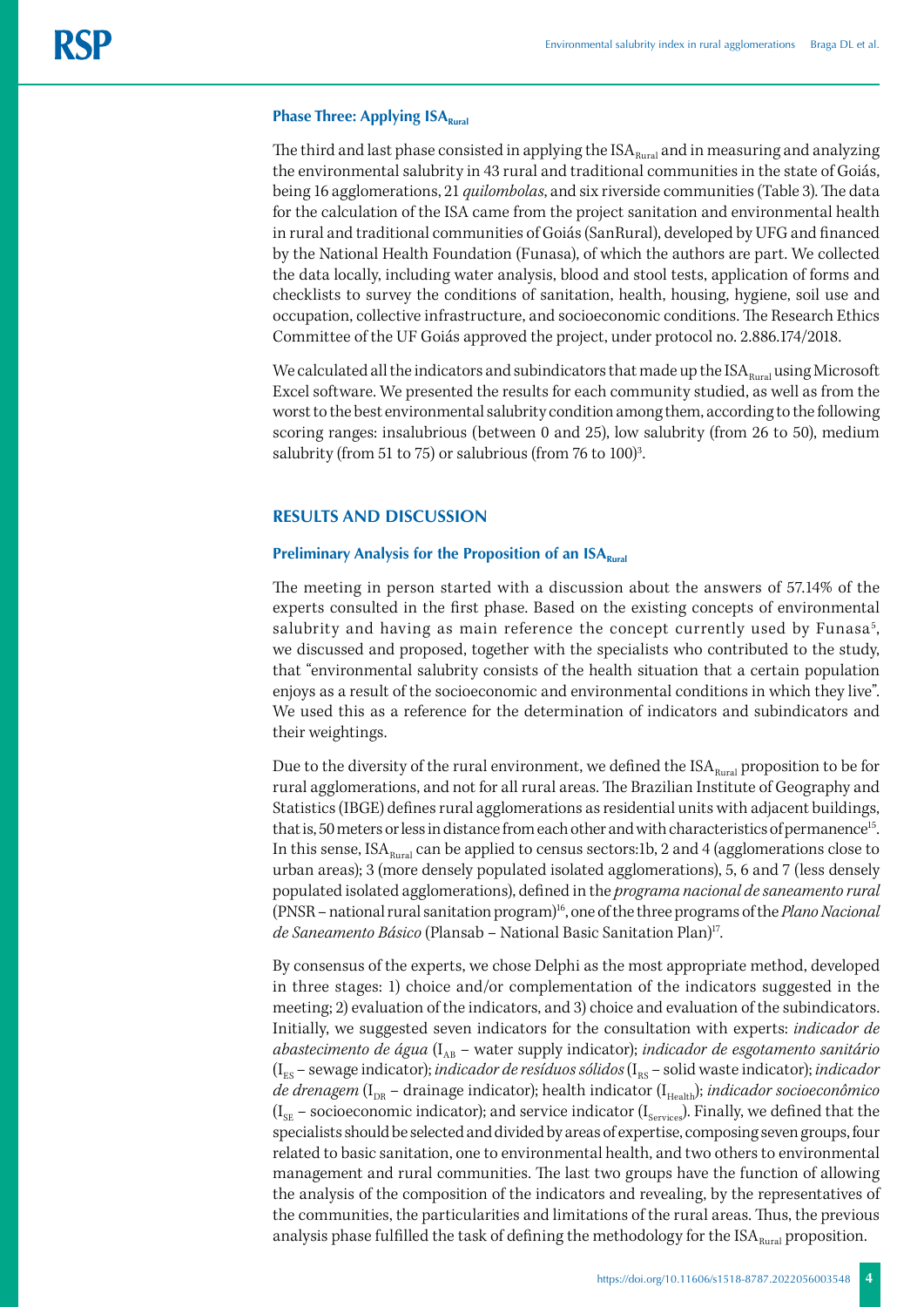### Phase Three: Applying $ISA_{Rural}$

The third and last phase consisted in applying the $ISA_{Rural}$ and in measuring and analyzing the environmental salubrity in 43 rural and traditional communities in the state of Goiás, being 16 agglomerations, 21 *quilombolas*, and six riverside communities (Table 3). The data for the calculation of the ISA came from the project sanitation and environmental health in rural and traditional communities of Goiás (SanRural), developed by UFG and financed by the National Health Foundation (Funasa), of which the authors are part. We collected the data locally, including water analysis, blood and stool tests, application of forms and checklists to survey the conditions of sanitation, health, housing, hygiene, soil use and occupation, collective infrastructure, and socioeconomic conditions. The Research Ethics Committee of the UF Goiás approved the project, under protocol no. 2.886.174/2018.

We calculated all the indicators and subindicators that made up the $ISA_{Rural}$ using Microsoft Excel software. We presented the results for each community studied, as well as from the worst to the best environmental salubrity condition among them, according to the following scoring ranges: insalubrious (between 0 and 25), low salubrity (from 26 to 50), medium salubrity (from 51 to 75) or salubrious (from 76 to 100)[3].

## RESULTS AND DISCUSSION

### Preliminary Analysis for the Proposition of an $ISA_{Rural}$

The meeting in person started with a discussion about the answers of 57.14% of the experts consulted in the first phase. Based on the existing concepts of environmental salubrity and having as main reference the concept currently used by Funasa[5], we discussed and proposed, together with the specialists who contributed to the study, that "environmental salubrity consists of the health situation that a certain population enjoys as a result of the socioeconomic and environmental conditions in which they live". We used this as a reference for the determination of indicators and subindicators and their weightings.

Due to the diversity of the rural environment, we defined the $ISA_{Rural}$ proposition to be for rural agglomerations, and not for all rural areas. The Brazilian Institute of Geography and Statistics (IBGE) defines rural agglomerations as residential units with adjacent buildings, that is, 50 meters or less in distance from each other and with characteristics of permanence[15]. In this sense, $ISA_{Rural}$ can be applied to census sectors:1b, 2 and 4 (agglomerations close to urban areas); 3 (more densely populated isolated agglomerations), 5, 6 and 7 (less densely populated isolated agglomerations), defined in the *programa nacional de saneamento rural* (PNSR – national rural sanitation program)[16], one of the three programs of the *Plano Nacional de Saneamento Básico* (Plansab – National Basic Sanitation Plan)[17].

By consensus of the experts, we chose Delphi as the most appropriate method, developed in three stages: 1) choice and/or complementation of the indicators suggested in the meeting; 2) evaluation of the indicators, and 3) choice and evaluation of the subindicators. Initially, we suggested seven indicators for the consultation with experts: *indicador de abastecimento de água* ($I_{AB}$ – water supply indicator); *indicador de esgotamento sanitário* ($I_{ES}$ – sewage indicator); *indicador de resíduos sólidos* ($I_{RS}$ – solid waste indicator); *indicador de drenagem* ($I_{DR}$ – drainage indicator); health indicator ($I_{Health}$); *indicador socioeconômico* ($I_{SE}$ – socioeconomic indicator); and service indicator ($I_{Services}$). Finally, we defined that the specialists should be selected and divided by areas of expertise, composing seven groups, four related to basic sanitation, one to environmental health, and two others to environmental management and rural communities. The last two groups have the function of allowing the analysis of the composition of the indicators and revealing, by the representatives of the communities, the particularities and limitations of the rural areas. Thus, the previous analysis phase fulfilled the task of defining the methodology for the $ISA_{Rural}$ proposition.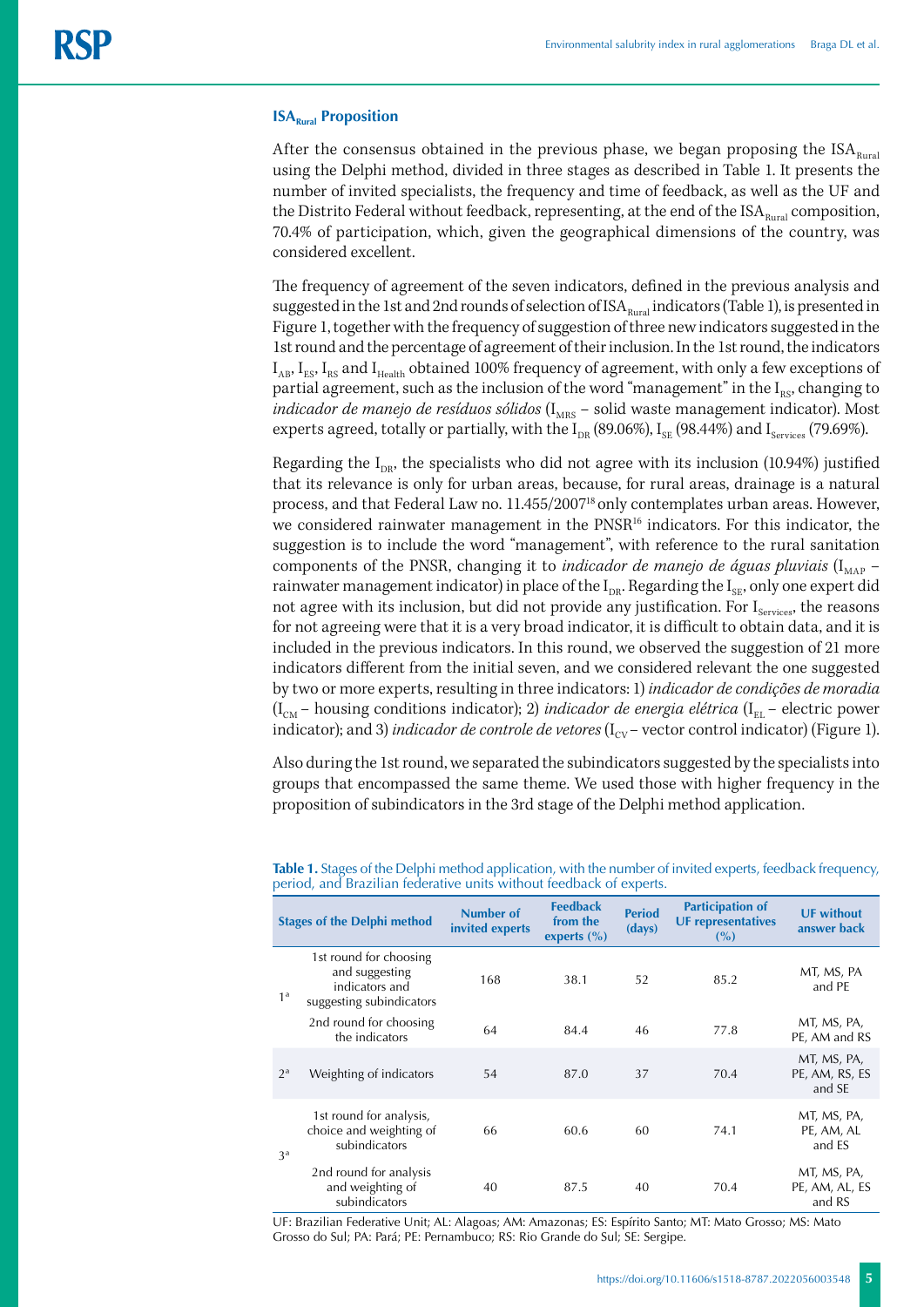### $ISA_{Rural}$ Proposition

After the consensus obtained in the previous phase, we began proposing the $ISA_{Rural}$ using the Delphi method, divided in three stages as described in Table 1. It presents the number of invited specialists, the frequency and time of feedback, as well as the UF and the Distrito Federal without feedback, representing, at the end of the $ISA_{Rural}$ composition, 70.4% of participation, which, given the geographical dimensions of the country, was considered excellent.

The frequency of agreement of the seven indicators, defined in the previous analysis and suggested in the 1st and 2nd rounds of selection of $ISA_{Rural}$ indicators (Table 1), is presented in Figure 1, together with the frequency of suggestion of three new indicators suggested in the 1st round and the percentage of agreement of their inclusion. In the 1st round, the indicators $I_{AB}$, $I_{ES}$, $I_{RS}$ and $I_{Health}$ obtained 100% frequency of agreement, with only a few exceptions of partial agreement, such as the inclusion of the word "management" in the $I_{RS}$, changing to *indicador de manejo de resíduos sólidos* ($I_{MRS}$ – solid waste management indicator). Most experts agreed, totally or partially, with the $I_{DR}$ (89.06%), $I_{SE}$ (98.44%) and $I_{Services}$ (79.69%).

Regarding the $I_{DR}$, the specialists who did not agree with its inclusion (10.94%) justified that its relevance is only for urban areas, because, for rural areas, drainage is a natural process, and that Federal Law no. 11.455/2007[18] only contemplates urban areas. However, we considered rainwater management in the PNSR[16] indicators. For this indicator, the suggestion is to include the word "management", with reference to the rural sanitation components of the PNSR, changing it to *indicador de manejo de águas pluviais* ($I_{MAP}$ – rainwater management indicator) in place of the $I_{DR}$. Regarding the $I_{SE}$, only one expert did not agree with its inclusion, but did not provide any justification. For $I_{Services}$, the reasons for not agreeing were that it is a very broad indicator, it is difficult to obtain data, and it is included in the previous indicators. In this round, we observed the suggestion of 21 more indicators different from the initial seven, and we considered relevant the one suggested by two or more experts, resulting in three indicators: 1) *indicador de condições de moradia* ($I_{CM}$ – housing conditions indicator); 2) *indicador de energia elétrica* ($I_{EL}$ – electric power indicator); and 3) *indicador de controle de vetores* ($I_{CV}$ – vector control indicator) (Figure 1).

Also during the 1st round, we separated the subindicators suggested by the specialists into groups that encompassed the same theme. We used those with higher frequency in the proposition of subindicators in the 3rd stage of the Delphi method application.

**Table 1.** Stages of the Delphi method application, with the number of invited experts, feedback frequency, period, and Brazilian federative units without feedback of experts.

| Stages of the Delphi method | | Number of invited experts | Feedback from the experts (%) | Period (days) | Participation of UF representatives (%) | UF without answer back |
|---|---|---|---|---|---|---|
| 1ª | 1st round for choosing and suggesting indicators and suggesting subindicators | 168 | 38.1 | 52 | 85.2 | MT, MS, PA and PE |
| | 2nd round for choosing the indicators | 64 | 84.4 | 46 | 77.8 | MT, MS, PA, PE, AM and RS |
| 2ª | Weighting of indicators | 54 | 87.0 | 37 | 70.4 | MT, MS, PA, PE, AM, RS, ES and SE |
| 3ª | 1st round for analysis, choice and weighting of subindicators | 66 | 60.6 | 60 | 74.1 | MT, MS, PA, PE, AM, AL and ES |
| | 2nd round for analysis and weighting of subindicators | 40 | 87.5 | 40 | 70.4 | MT, MS, PA, PE, AM, AL, ES and RS |

UF: Brazilian Federative Unit; AL: Alagoas; AM: Amazonas; ES: Espírito Santo; MT: Mato Grosso; MS: Mato Grosso do Sul; PA: Pará; PE: Pernambuco; RS: Rio Grande do Sul; SE: Sergipe.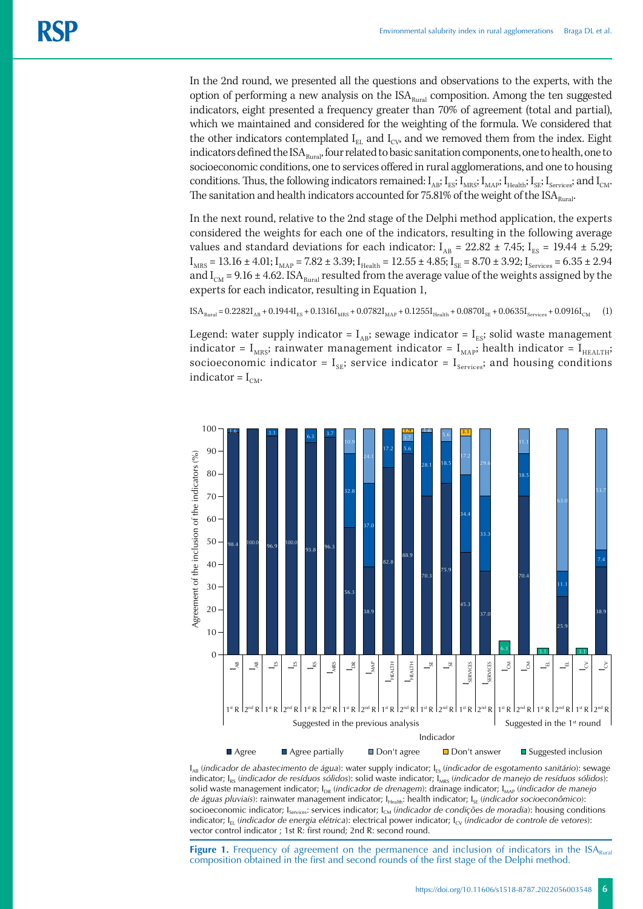In the 2nd round, we presented all the questions and observations to the experts, with the option of performing a new analysis on the $ISA_{Rural}$ composition. Among the ten suggested indicators, eight presented a frequency greater than 70% of agreement (total and partial), which we maintained and considered for the weighting of the formula. We considered that the other indicators contemplated $I_{EL}$ and $I_{CV}$, and we removed them from the index. Eight indicators defined the $ISA_{Rural}$, four related to basic sanitation components, one to health, one to socioeconomic conditions, one to services offered in rural agglomerations, and one to housing conditions. Thus, the following indicators remained: $I_{AB}$; $I_{ES}$; $I_{MRS}$; $I_{MAP}$; $I_{Health}$; $I_{SE}$; $I_{Services}$; and $I_{CM}$. The sanitation and health indicators accounted for 75.81% of the weight of the $ISA_{Rural}$.

In the next round, relative to the 2nd stage of the Delphi method application, the experts considered the weights for each one of the indicators, resulting in the following average values and standard deviations for each indicator: $I_{AB}$ = 22.82 ± 7.45; $I_{ES}$ = 19.44 ± 5.29; $I_{MRS}$ = 13.16 ± 4.01; $I_{MAP}$ = 7.82 ± 3.39; $I_{Health}$ = 12.55 ± 4.85; $I_{SE}$ = 8.70 ± 3.92; $I_{Services}$ = 6.35 ± 2.94 and $I_{CM}$ = 9.16 ± 4.62. $ISA_{Rural}$ resulted from the average value of the weights assigned by the experts for each indicator, resulting in Equation 1,

$$ISA_{Rural} = 0.2282I_{AB} + 0.1944I_{ES} + 0.1316I_{MRS} + 0.0782I_{MAP} + 0.1255I_{Health} + 0.0870I_{SE} + 0.0635I_{Services} + 0.0916I_{CM} \quad (1)$$

Legend: water supply indicator = $I_{AB}$; sewage indicator = $I_{ES}$; solid waste management indicator = $I_{MRS}$; rainwater management indicator = $I_{MAP}$; health indicator = $I_{HEALTH}$; socioeconomic indicator = $I_{SE}$; service indicator = $I_{Services}$; and housing conditions indicator = $I_{CM}$.

$I_{AB}$ (*indicador de abastecimento de água*): water supply indicator; $I_{ES}$ (*indicador de esgotamento sanitário*): sewage indicator; $I_{RS}$ (*indicador de resíduos sólidos*): solid waste indicator; $I_{MRS}$ (*indicador de manejo de resíduos sólidos*): solid waste management indicator; $I_{DR}$ (*indicador de drenagem*): drainage indicator; $I_{MAP}$ (*indicador de manejo de águas pluviais*): rainwater management indicator; $I_{Health}$: health indicator; $I_{SE}$ (*indicador socioeconômico*): socioeconomic indicator; $I_{Services}$: services indicator; $I_{CM}$ (*indicador de condições de moradia*): housing conditions indicator; $I_{EL}$ (*indicador de energia elétrica*): electrical power indicator; $I_{CV}$ (*indicador de controle de vetores*): vector control indicator ; 1st R: first round; 2nd R: second round.

**Figure 1.** Frequency of agreement on the permanence and inclusion of indicators in the $ISA_{Rural}$ composition obtained in the first and second rounds of the first stage of the Delphi method.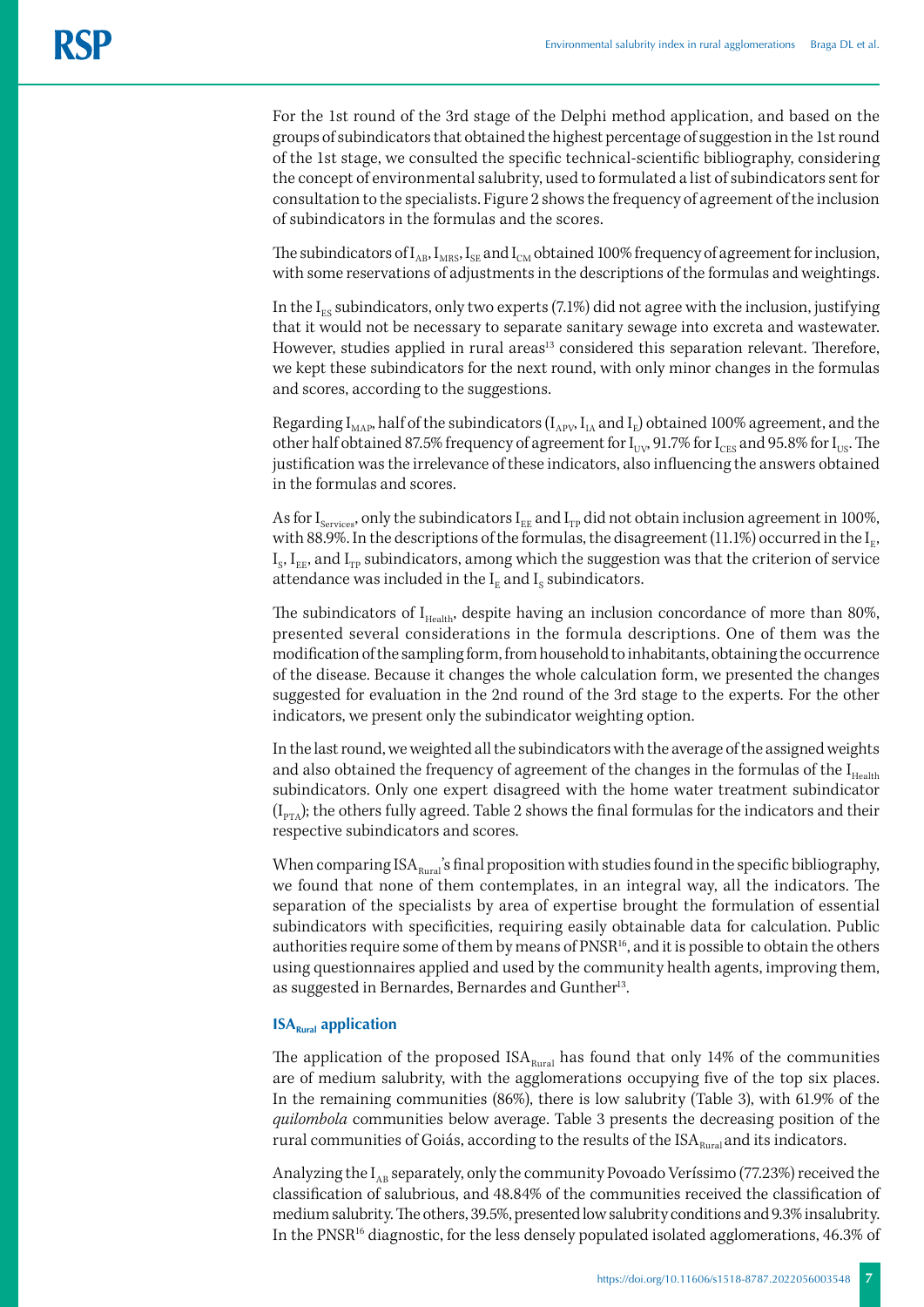For the 1st round of the 3rd stage of the Delphi method application, and based on the groups of subindicators that obtained the highest percentage of suggestion in the 1st round of the 1st stage, we consulted the specific technical-scientific bibliography, considering the concept of environmental salubrity, used to formulated a list of subindicators sent for consultation to the specialists. Figure 2 shows the frequency of agreement of the inclusion of subindicators in the formulas and the scores.

The subindicators of $I_{AB}$, $I_{MRS}$, $I_{SE}$ and $I_{CM}$ obtained 100% frequency of agreement for inclusion, with some reservations of adjustments in the descriptions of the formulas and weightings.

In the $I_{ES}$ subindicators, only two experts (7.1%) did not agree with the inclusion, justifying that it would not be necessary to separate sanitary sewage into excreta and wastewater. However, studies applied in rural areas[13] considered this separation relevant. Therefore, we kept these subindicators for the next round, with only minor changes in the formulas and scores, according to the suggestions.

Regarding $I_{MAP}$, half of the subindicators ($I_{APV}$, $I_{IA}$ and $I_{E}$) obtained 100% agreement, and the other half obtained 87.5% frequency of agreement for $I_{UV}$, 91.7% for $I_{CES}$ and 95.8% for $I_{US}$. The justification was the irrelevance of these indicators, also influencing the answers obtained in the formulas and scores.

As for $I_{Services}$, only the subindicators $I_{EE}$ and $I_{TP}$ did not obtain inclusion agreement in 100%, with 88.9%. In the descriptions of the formulas, the disagreement (11.1%) occurred in the $I_{E}$, $I_{S}$, $I_{EE}$, and $I_{TP}$ subindicators, among which the suggestion was that the criterion of service attendance was included in the $I_{E}$ and $I_{S}$ subindicators.

The subindicators of $I_{Health}$, despite having an inclusion concordance of more than 80%, presented several considerations in the formula descriptions. One of them was the modification of the sampling form, from household to inhabitants, obtaining the occurrence of the disease. Because it changes the whole calculation form, we presented the changes suggested for evaluation in the 2nd round of the 3rd stage to the experts. For the other indicators, we present only the subindicator weighting option.

In the last round, we weighted all the subindicators with the average of the assigned weights and also obtained the frequency of agreement of the changes in the formulas of the $I_{Health}$ subindicators. Only one expert disagreed with the home water treatment subindicator ($I_{PTA}$); the others fully agreed. Table 2 shows the final formulas for the indicators and their respective subindicators and scores.

When comparing $ISA_{Rural}$'s final proposition with studies found in the specific bibliography, we found that none of them contemplates, in an integral way, all the indicators. The separation of the specialists by area of expertise brought the formulation of essential subindicators with specificities, requiring easily obtainable data for calculation. Public authorities require some of them by means of PNSR[16], and it is possible to obtain the others using questionnaires applied and used by the community health agents, improving them, as suggested in Bernardes, Bernardes and Gunther[13].

### $ISA_{Rural}$ application

The application of the proposed $ISA_{Rural}$ has found that only 14% of the communities are of medium salubrity, with the agglomerations occupying five of the top six places. In the remaining communities (86%), there is low salubrity (Table 3), with 61.9% of the *quilombola* communities below average. Table 3 presents the decreasing position of the rural communities of Goiás, according to the results of the $ISA_{Rural}$ and its indicators.

Analyzing the $I_{AB}$ separately, only the community Povoado Veríssimo (77.23%) received the classification of salubrious, and 48.84% of the communities received the classification of medium salubrity. The others, 39.5%, presented low salubrity conditions and 9.3% insalubrity. In the PNSR[16] diagnostic, for the less densely populated isolated agglomerations, 46.3% of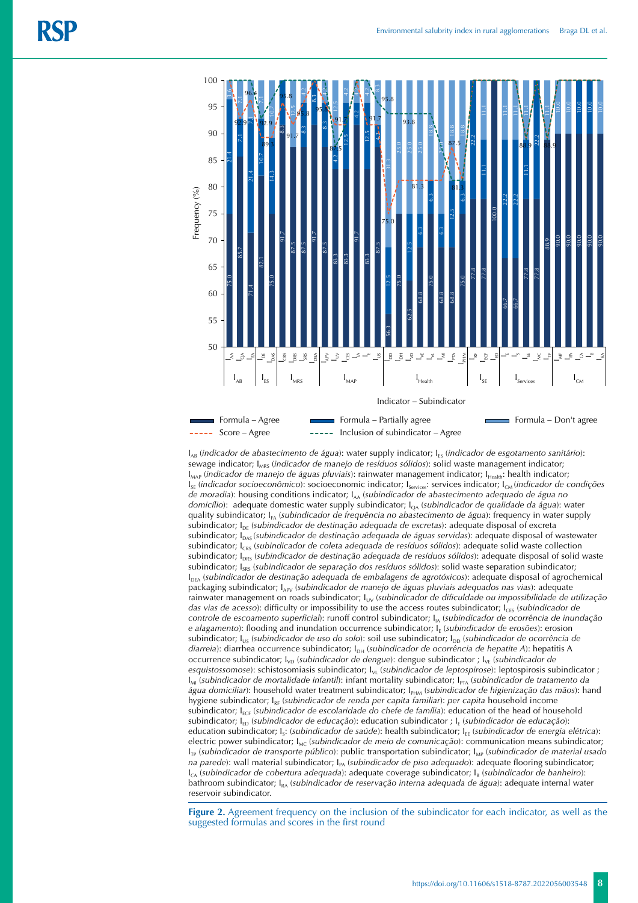$I_{AB}$ (*indicador de abastecimento de água*): water supply indicator; $I_{ES}$ (*indicador de esgotamento sanitário*): sewage indicator; $I_{MRS}$ (*indicador de manejo de resíduos sólidos*): solid waste management indicator; $I_{MAP}$ (*indicador de manejo de águas pluviais*): rainwater management indicator; $I_{Health}$: health indicator; $I_{SE}$ (*indicador socioeconômico*): socioeconomic indicator; $I_{Services}$: services indicator; $I_{CM}$ (*indicador de condições de moradia*): housing conditions indicator; $I_{AA}$ (*subindicador de abastecimento adequado de água no domicílio*): adequate domestic water supply subindicator; $I_{QA}$ (*subindicador de qualidade da água*): water quality subindicator; $I_{FA}$ (*subindicador de frequência no abastecimento de água*): frequency in water supply subindicator; $I_{DE}$ (*subindicador de destinação adequada de excretas*): adequate disposal of excreta subindicator; $I_{DAS}$ (*subindicador de destinação adequada de águas servidas*): adequate disposal of wastewater subindicator; $I_{CRS}$ (*subindicador de coleta adequada de resíduos sólidos*): adequate solid waste collection subindicator; $I_{DRS}$ (*subindicador de destinação adequada de resíduos sólidos*): adequate disposal of solid waste subindicator; $I_{SRS}$ (*subindicador de separação dos resíduos sólidos*): solid waste separation subindicator; $I_{DEA}$ (*subindicador de destinação adequada de embalagens de agrotóxicos*): adequate disposal of agrochemical packaging subindicator; $I_{APV}$ (*subindicador de manejo de águas pluviais adequados nas vias*): adequate rainwater management on roads subindicator; $I_{UV}$ (*subindicador de dificuldade ou impossibilidade de utilização das vias de acesso*): difficulty or impossibility to use the access routes subindicator; $I_{CES}$ (*subindicador de controle de escoamento superficial*): runoff control subindicator; $I_{IA}$ (*subindicador de ocorrência de inundação e alagamento*): flooding and inundation occurrence subindicator; $I_{E}$ (*subindicador de erosões*): erosion subindicator; $I_{US}$ (*subindicador de uso do solo*): soil use subindicator; $I_{DD}$ (*subindicador de ocorrência de diarreia*): diarrhea occurrence subindicator; $I_{DH}$ (*subindicador de ocorrência de hepatite A*): hepatitis A occurrence subindicator; $I_{VD}$ (*subindicador de dengue*): dengue subindicator ; $I_{VE}$ (*subindicador de esquistossomose*): schistosomiasis subindicator; $I_{VL}$ (*subindicador de leptospirose*): leptospirosis subindicator ; $I_{MI}$ (*subindicador de mortalidade infantil*): infant mortality subindicator; $I_{PTA}$ (*subindicador de tratamento da água domiciliar*): household water treatment subindicator; $I_{PHM}$ (*subindicador de higienização das mãos*): hand hygiene subindicator; $I_{RF}$ (*subindicador de renda per capita familiar*): *per capita* household income subindicator; $I_{ECF}$ (*subindicador de escolaridade do chefe de família*): education of the head of household subindicator; $I_{ED}$ (*subindicador de educação*): education subindicator ; $I_{E}$ (*subindicador de educação*): education subindicator; $I_{S}$: (*subindicador de saúde*): health subindicator; $I_{EE}$ (*subindicador de energia elétrica*): electric power subindicator; $I_{MC}$ (*subindicador de meio de comunicação*): communication means subindicator; $I_{TP}$ (*subindicador de transporte público*): public transportation subindicator; $I_{MP}$ (*subindicador de material usado na parede*): wall material subindicator; $I_{PA}$ (*subindicador de piso adequado*): adequate flooring subindicator; $I_{CA}$ (*subindicador de cobertura adequada*): adequate coverage subindicator; $I_{B}$ (*subindicador de banheiro*): bathroom subindicator; $I_{RA}$ (*subindicador de reservação interna adequada de água*): adequate internal water reservoir subindicator.

**Figure 2.** Agreement frequency on the inclusion of the subindicator for each indicator, as well as the suggested formulas and scores in the first round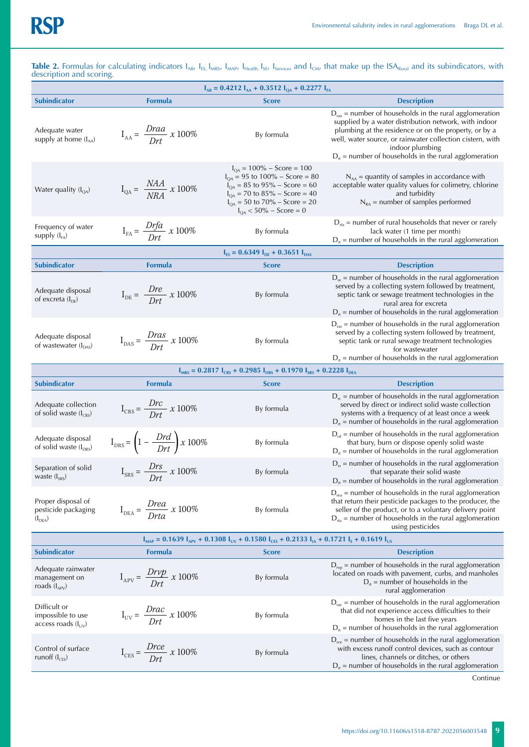**Table 2.** Formulas for calculating indicators $I_{AB}$, $I_{ES}$, $I_{MRS}$, $I_{MAP}$, $I_{Health}$, $I_{SE}$, $I_{Services}$ and $I_{CM}$, that make up the $ISA_{Rural}$ and its subindicators, with description and scoring.

| Subindicator | Formula | Score | Description |
|---|---|---|---|
| $I_{AB} = 0.4212\ I_{AA} + 0.3512\ I_{QA} + 0.2277\ I_{FA}$ | | | |
| Adequate water supply at home ($I_{AA}$) | $I_{AA} = \frac{Draa}{Drt}\ x\ 100\%$ | By formula | $D_{raa}$ = number of households in the rural agglomeration supplied by a water distribution network, with indoor plumbing at the residence or on the property, or by a well, water source, or rainwater collection cistern, with indoor plumbing<br>$D_{rt}$ = number of households in the rural agglomeration |
| Water quality ($I_{QA}$) | $I_{QA} = \frac{NAA}{NRA}\ x\ 100\%$ | $I_{QA}$ = 100% – Score = 100<br>$I_{QA}$ = 95 to 100% – Score = 80<br>$I_{QA}$ = 85 to 95% – Score = 60<br>$I_{QA}$ = 70 to 85% – Score = 40<br>$I_{QA}$ = 50 to 70% – Score = 20<br>$I_{QA}$ < 50% – Score = 0 | $N_{AA}$ = quantity of samples in accordance with acceptable water quality values for colimetry, chlorine and turbidity<br>$N_{RA}$ = number of samples performed |
| Frequency of water supply ($I_{FA}$) | $I_{FA} = \frac{Drfa}{Drt}\ x\ 100\%$ | By formula | $D_{rfa}$ = number of rural households that never or rarely lack water (1 time per month)<br>$D_{rt}$ = number of households in the rural agglomeration |
| $I_{ES} = 0.6349\ I_{DE} + 0.3651\ I_{DAS}$ | | | |
| Adequate disposal of excreta ($I_{DE}$) | $I_{DE} = \frac{Dre}{Drt}\ x\ 100\%$ | By formula | $D_{re}$ = number of households in the rural agglomeration served by a collecting system followed by treatment, septic tank or sewage treatment technologies in the rural area for excreta<br>$D_{rt}$ = number of households in the rural agglomeration |
| Adequate disposal of wastewater ($I_{DAS}$) | $I_{DAS} = \frac{Dras}{Drt}\ x\ 100\%$ | By formula | $D_{ras}$ = number of households in the rural agglomeration served by a collecting system followed by treatment, septic tank or rural sewage treatment technologies for wastewater<br>$D_{rt}$ = number of households in the rural agglomeration |
| $I_{MRS} = 0.2817\ I_{CRS} + 0.2985\ I_{DRS} + 0.1970\ I_{SRS} + 0.2228\ I_{DEA}$ | | | |
| Adequate collection of solid waste ($I_{CRS}$) | $I_{CRS} = \frac{Drc}{Drt}\ x\ 100\%$ | By formula | $D_{rc}$ = number of households in the rural agglomeration served by direct or indirect solid waste collection systems with a frequency of at least once a week<br>$D_{rt}$ = number of households in the rural agglomeration |
| Adequate disposal of solid waste ($I_{DRS}$) | $I_{DRS} = \left(1 - \frac{Drd}{Drt}\right) x\ 100\%$ | By formula | $D_{rd}$ = number of households in the rural agglomeration that bury, burn or dispose openly solid waste<br>$D_{rt}$ = number of households in the rural agglomeration |
| Separation of solid waste ($I_{SRS}$) | $I_{SRS} = \frac{Drs}{Drt}\ x\ 100\%$ | By formula | $D_{rs}$ = number of households in the rural agglomeration that separate their solid waste<br>$D_{rt}$ = number of households in the rural agglomeration |
| Proper disposal of pesticide packaging ($I_{DEA}$) | $I_{DEA} = \frac{Drea}{Drta}\ x\ 100\%$ | By formula | $D_{rea}$ = number of households in the rural agglomeration that return their pesticide packages to the producer, the seller of the product, or to a voluntary delivery point<br>$D_{rta}$ = number of households in the rural agglomeration using pesticides |
| $I_{MAP} = 0.1639\ I_{APV} + 0.1308\ I_{UV} + 0.1580\ I_{CES} + 0.2133\ I_{IA} + 0.1721\ I_{E} + 0.1619\ I_{US}$ | | | |
| Adequate rainwater management on roads ($I_{APV}$) | $I_{APV} = \frac{Drvp}{Drt}\ x\ 100\%$ | By formula | $D_{rvp}$ = number of households in the rural agglomeration located on roads with pavement, curbs, and manholes<br>$D_{rt}$ = number of households in the rural agglomeration |
| Difficult or impossible to use access roads ($I_{UV}$) | $I_{UV} = \frac{Drac}{Drt}\ x\ 100\%$ | By formula | $D_{rac}$ = number of households in the rural agglomeration that did not experience access difficulties to their homes in the last five years<br>$D_{rt}$ = number of households in the rural agglomeration |
| Control of surface runoff ($I_{CES}$) | $I_{CES} = \frac{Drce}{Drt}\ x\ 100\%$ | By formula | $D_{rce}$ = number of households in the rural agglomeration with excess runoff control devices, such as contour lines, channels or ditches, or others<br>$D_{rt}$ = number of households in the rural agglomeration |

Continue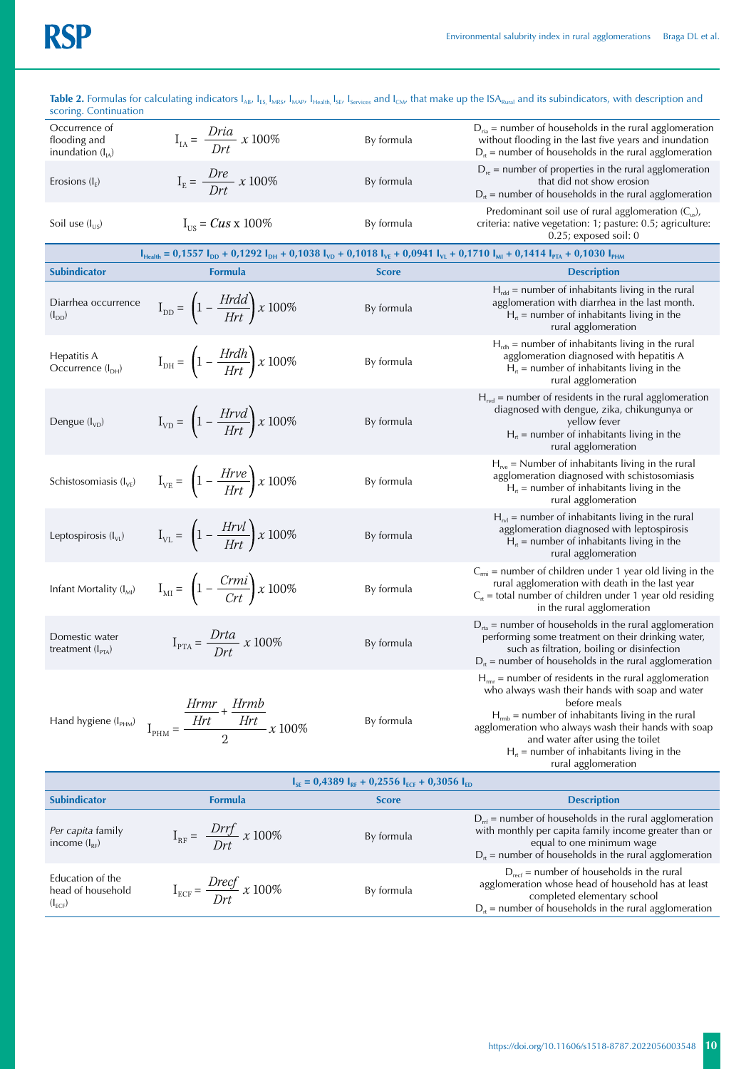**Table 2.** Formulas for calculating indicators $I_{AB}$, $I_{ES}$, $I_{MRS}$, $I_{MAP}$, $I_{Health}$, $I_{SE}$, $I_{Services}$ and $I_{CM}$, that make up the $ISA_{Rural}$ and its subindicators, with description and scoring. Continuation

| Subindicator | Formula | Score | Description |
|---|---|---|---|
| Occurrence of flooding and inundation ($I_{IA}$) | $I_{IA} = \frac{Dria}{Drt} \times 100\%$ | By formula | $D_{ria}$ = number of households in the rural agglomeration without flooding in the last five years and inundation<br>$D_{rt}$ = number of households in the rural agglomeration |
| Erosions ($I_E$) | $I_E = \frac{Dre}{Drt} \times 100\%$ | By formula | $D_{re}$ = number of properties in the rural agglomeration that did not show erosion<br>$D_{rt}$ = number of households in the rural agglomeration |
| Soil use ($I_{US}$) | $I_{US} = Cus \times 100\%$ | By formula | Predominant soil use of rural agglomeration ($C_{us}$), criteria: native vegetation: 1; pasture: 0.5; agriculture: 0.25; exposed soil: 0 |
| **$I_{Health} = 0,1557\ I_{DD} + 0,1292\ I_{DH} + 0,1038\ I_{VD} + 0,1018\ I_{VE} + 0,0941\ I_{VL} + 0,1710\ I_{MI} + 0,1414\ I_{PTA} + 0,1030\ I_{PHM}$** | | | |
| **Subindicator** | **Formula** | **Score** | **Description** |
| Diarrhea occurrence ($I_{DD}$) | $I_{DD} = \left(1 - \frac{Hrdd}{Hrt}\right) \times 100\%$ | By formula | $H_{rdd}$ = number of inhabitants living in the rural agglomeration with diarrhea in the last month.<br>$H_{rt}$ = number of inhabitants living in the rural agglomeration |
| Hepatitis A Occurrence ($I_{DH}$) | $I_{DH} = \left(1 - \frac{Hrdh}{Hrt}\right) \times 100\%$ | By formula | $H_{rdh}$ = number of inhabitants living in the rural agglomeration diagnosed with hepatitis A<br>$H_{rt}$ = number of inhabitants living in the rural agglomeration |
| Dengue ($I_{VD}$) | $I_{VD} = \left(1 - \frac{Hrvd}{Hrt}\right) \times 100\%$ | By formula | $H_{rvd}$ = number of residents in the rural agglomeration diagnosed with dengue, zika, chikungunya or yellow fever<br>$H_{rt}$ = number of inhabitants living in the rural agglomeration |
| Schistosomiasis ($I_{VE}$) | $I_{VE} = \left(1 - \frac{Hrve}{Hrt}\right) \times 100\%$ | By formula | $H_{rve}$ = Number of inhabitants living in the rural agglomeration diagnosed with schistosomiasis<br>$H_{rt}$ = number of inhabitants living in the rural agglomeration |
| Leptospirosis ($I_{VL}$) | $I_{VL} = \left(1 - \frac{Hrvl}{Hrt}\right) \times 100\%$ | By formula | $H_{rvl}$ = number of inhabitants living in the rural agglomeration diagnosed with leptospirosis<br>$H_{rt}$ = number of inhabitants living in the rural agglomeration |
| Infant Mortality ($I_{MI}$) | $I_{MI} = \left(1 - \frac{Crmi}{Crt}\right) \times 100\%$ | By formula | $C_{rmi}$ = number of children under 1 year old living in the rural agglomeration with death in the last year<br>$C_{rt}$ = total number of children under 1 year old residing in the rural agglomeration |
| Domestic water treatment ($I_{PTA}$) | $I_{PTA} = \frac{Drta}{Drt} \times 100\%$ | By formula | $D_{rta}$ = number of households in the rural agglomeration performing some treatment on their drinking water, such as filtration, boiling or disinfection<br>$D_{rt}$ = number of households in the rural agglomeration |
| Hand hygiene ($I_{PHM}$) | $I_{PHM} = \frac{\frac{Hrmr}{Hrt} + \frac{Hrmb}{Hrt}}{2} \times 100\%$ | By formula | $H_{rmr}$ = number of residents in the rural agglomeration who always wash their hands with soap and water before meals<br>$H_{rmb}$ = number of inhabitants living in the rural agglomeration who always wash their hands with soap and water after using the toilet<br>$H_{rt}$ = number of inhabitants living in the rural agglomeration |
| **$I_{SE} = 0,4389\ I_{RF} + 0,2556\ I_{ECF} + 0,3056\ I_{ED}$** | | | |
| **Subindicator** | **Formula** | **Score** | **Description** |
| *Per capita* family income ($I_{RF}$) | $I_{RF} = \frac{Drrf}{Drt} \times 100\%$ | By formula | $D_{rrf}$ = number of households in the rural agglomeration with monthly per capita family income greater than or equal to one minimum wage<br>$D_{rt}$ = number of households in the rural agglomeration |
| Education of the head of household ($I_{ECF}$) | $I_{ECF} = \frac{Drecf}{Drt} \times 100\%$ | By formula | $D_{recf}$ = number of households in the rural agglomeration whose head of household has at least completed elementary school<br>$D_{rt}$ = number of households in the rural agglomeration |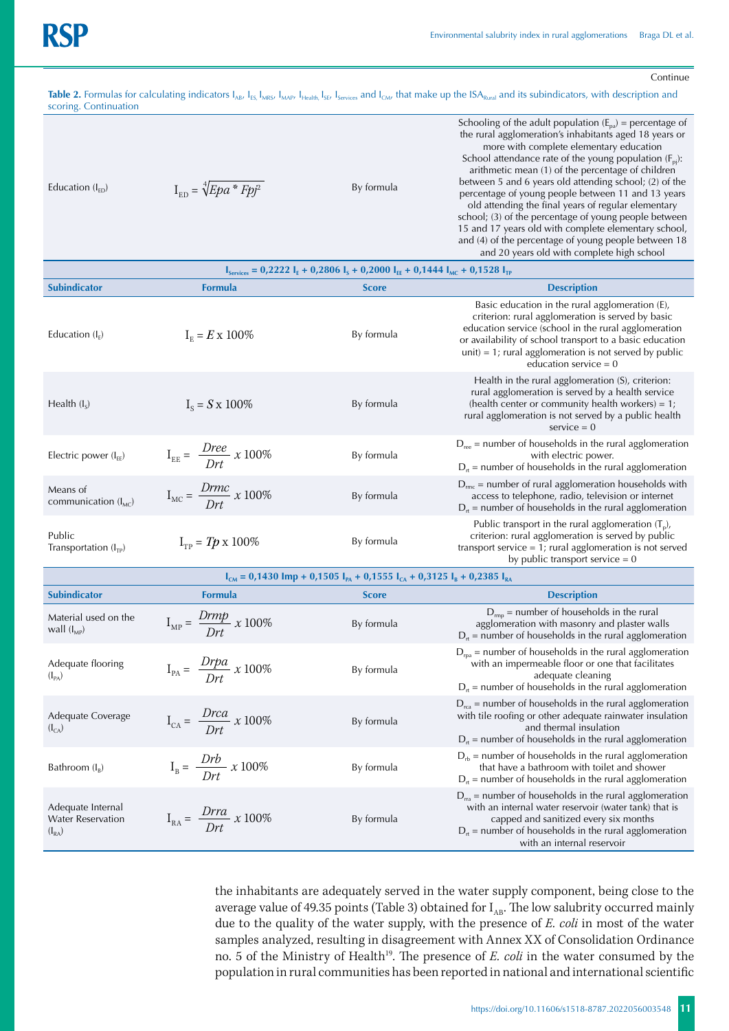Continue

**Table 2.** Formulas for calculating indicators $I_{AB}$, $I_{ES}$, $I_{MRS}$, $I_{MAP}$, $I_{Health}$, $I_{SE}$, $I_{Services}$ and $I_{CM}$, that make up the $ISA_{Rural}$ and its subindicators, with description and scoring. Continuation

| Subindicator | Formula | Score | Description |
|---|---|---|---|
| Education ($I_{ED}$) | $I_{ED} = \sqrt[4]{Epa * Fpj^2}$ | By formula | Schooling of the adult population ($E_{pa}$) = percentage of the rural agglomeration's inhabitants aged 18 years or more with complete elementary education. School attendance rate of the young population ($F_{pj}$): arithmetic mean (1) of the percentage of children between 5 and 6 years old attending school; (2) of the percentage of young people between 11 and 13 years old attending the final years of regular elementary school; (3) of the percentage of young people between 15 and 17 years old with complete elementary school, and (4) of the percentage of young people between 18 and 20 years old with complete high school |
| $I_{Services} = 0,2222\ I_E + 0,2806\ I_S + 0,2000\ I_{EE} + 0,1444\ I_{MC} + 0,1528\ I_{TP}$ | | | |
| **Subindicator** | **Formula** | **Score** | **Description** |
| Education ($I_E$) | $I_E = E \times 100\%$ | By formula | Basic education in the rural agglomeration (E), criterion: rural agglomeration is served by basic education service (school in the rural agglomeration or availability of school transport to a basic education unit) = 1; rural agglomeration is not served by public education service = 0 |
| Health ($I_S$) | $I_S = S \times 100\%$ | By formula | Health in the rural agglomeration (S), criterion: rural agglomeration is served by a health service (health center or community health workers) = 1; rural agglomeration is not served by a public health service = 0 |
| Electric power ($I_{EE}$) | $I_{EE} = \frac{Dree}{Drt} \times 100\%$ | By formula | $D_{ree}$ = number of households in the rural agglomeration with electric power. $D_{rt}$ = number of households in the rural agglomeration |
| Means of communication ($I_{MC}$) | $I_{MC} = \frac{Drmc}{Drt} \times 100\%$ | By formula | $D_{rmc}$ = number of rural agglomeration households with access to telephone, radio, television or internet. $D_{rt}$ = number of households in the rural agglomeration |
| Public Transportation ($I_{TP}$) | $I_{TP} = Tp \times 100\%$ | By formula | Public transport in the rural agglomeration ($T_p$), criterion: rural agglomeration is served by public transport service = 1; rural agglomeration is not served by public transport service = 0 |
| $I_{CM} = 0,1430\ Imp + 0,1505\ I_{PA} + 0,1555\ I_{CA} + 0,3125\ I_B + 0,2385\ I_{RA}$ | | | |
| **Subindicator** | **Formula** | **Score** | **Description** |
| Material used on the wall ($I_{MP}$) | $I_{MP} = \frac{Drmp}{Drt} \times 100\%$ | By formula | $D_{rmp}$ = number of households in the rural agglomeration with masonry and plaster walls. $D_{rt}$ = number of households in the rural agglomeration |
| Adequate flooring ($I_{PA}$) | $I_{PA} = \frac{Drpa}{Drt} \times 100\%$ | By formula | $D_{rpa}$ = number of households in the rural agglomeration with an impermeable floor or one that facilitates adequate cleaning. $D_{rt}$ = number of households in the rural agglomeration |
| Adequate Coverage ($I_{CA}$) | $I_{CA} = \frac{Drca}{Drt} \times 100\%$ | By formula | $D_{rca}$ = number of households in the rural agglomeration with tile roofing or other adequate rainwater insulation and thermal insulation. $D_{rt}$ = number of households in the rural agglomeration |
| Bathroom ($I_B$) | $I_B = \frac{Drb}{Drt} \times 100\%$ | By formula | $D_{rb}$ = number of households in the rural agglomeration that have a bathroom with toilet and shower. $D_{rt}$ = number of households in the rural agglomeration |
| Adequate Internal Water Reservation ($I_{RA}$) | $I_{RA} = \frac{Drra}{Drt} \times 100\%$ | By formula | $D_{rra}$ = number of households in the rural agglomeration with an internal water reservoir (water tank) that is capped and sanitized every six months. $D_{rt}$ = number of households in the rural agglomeration with an internal reservoir |

the inhabitants are adequately served in the water supply component, being close to the average value of 49.35 points (Table 3) obtained for $I_{AB}$. The low salubrity occurred mainly due to the quality of the water supply, with the presence of *E. coli* in most of the water samples analyzed, resulting in disagreement with Annex XX of Consolidation Ordinance no. 5 of the Ministry of Health[19]. The presence of *E. coli* in the water consumed by the population in rural communities has been reported in national and international scientific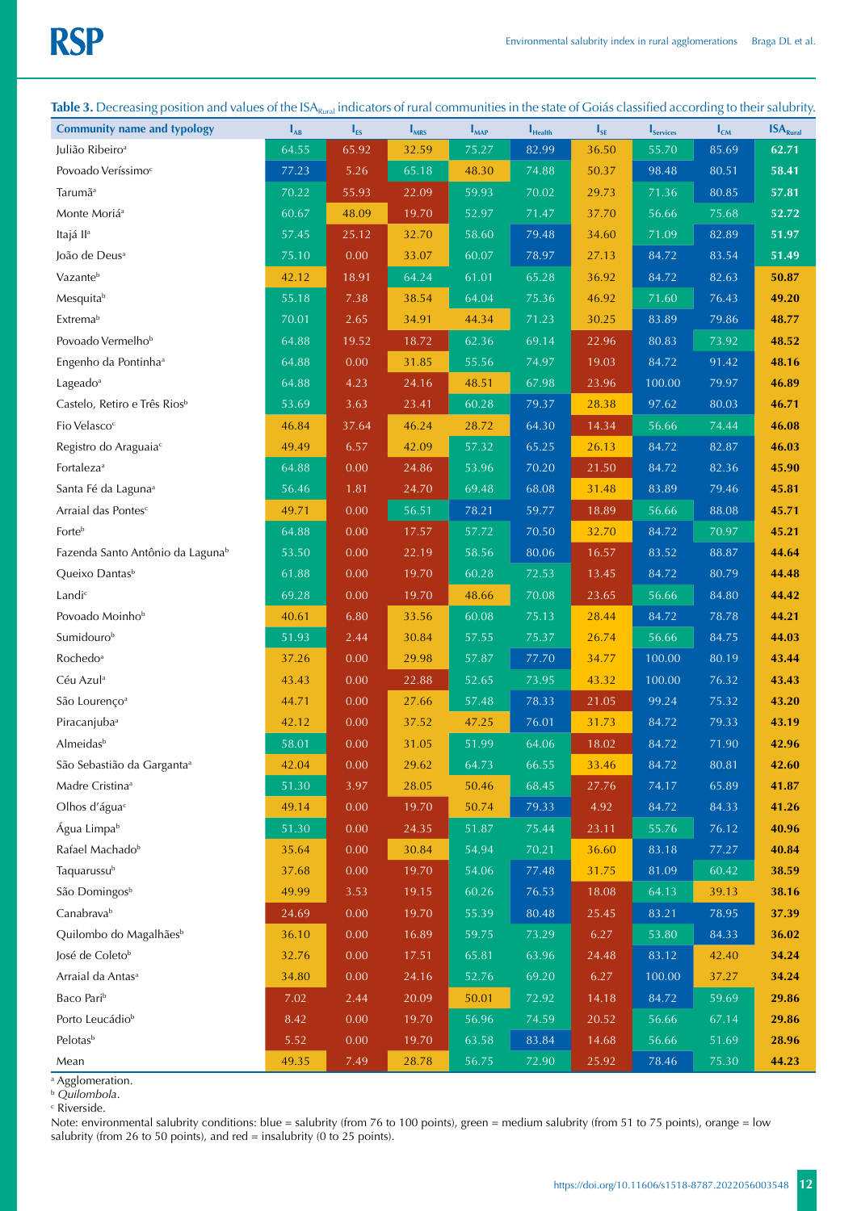**Table 3.** Decreasing position and values of the $ISA_{Rural}$ indicators of rural communities in the state of Goiás classified according to their salubrity.

| Community name and typology | $I_{AB}$ | $I_{ES}$ | $I_{MRS}$ | $I_{MAP}$ | $I_{Health}$ | $I_{SE}$ | $I_{Services}$ | $I_{CM}$ | $ISA_{Rural}$ |
|---|---|---|---|---|---|---|---|---|---|
| Julião Ribeiro[a] | 64.55 | 65.92 | 32.59 | 75.27 | 82.99 | 36.50 | 55.70 | 85.69 | **62.71** |
| Povoado Veríssimo[c] | 77.23 | 5.26 | 65.18 | 48.30 | 74.88 | 50.37 | 98.48 | 80.51 | **58.41** |
| Tarumã[a] | 70.22 | 55.93 | 22.09 | 59.93 | 70.02 | 29.73 | 71.36 | 80.85 | **57.81** |
| Monte Moriá[a] | 60.67 | 48.09 | 19.70 | 52.97 | 71.47 | 37.70 | 56.66 | 75.68 | **52.72** |
| Itajá II[a] | 57.45 | 25.12 | 32.70 | 58.60 | 79.48 | 34.60 | 71.09 | 82.89 | **51.97** |
| João de Deus[a] | 75.10 | 0.00 | 33.07 | 60.07 | 78.97 | 27.13 | 84.72 | 83.54 | **51.49** |
| Vazante[b] | 42.12 | 18.91 | 64.24 | 61.01 | 65.28 | 36.92 | 84.72 | 82.63 | **50.87** |
| Mesquita[b] | 55.18 | 7.38 | 38.54 | 64.04 | 75.36 | 46.92 | 71.60 | 76.43 | **49.20** |
| Extrema[b] | 70.01 | 2.65 | 34.91 | 44.34 | 71.23 | 30.25 | 83.89 | 79.86 | **48.77** |
| Povoado Vermelho[b] | 64.88 | 19.52 | 18.72 | 62.36 | 69.14 | 22.96 | 80.83 | 73.92 | **48.52** |
| Engenho da Pontinha[a] | 64.88 | 0.00 | 31.85 | 55.56 | 74.97 | 19.03 | 84.72 | 91.42 | **48.16** |
| Lageado[a] | 64.88 | 4.23 | 24.16 | 48.51 | 67.98 | 23.96 | 100.00 | 79.97 | **46.89** |
| Castelo, Retiro e Três Rios[b] | 53.69 | 3.63 | 23.41 | 60.28 | 79.37 | 28.38 | 97.62 | 80.03 | **46.71** |
| Fio Velasco[c] | 46.84 | 37.64 | 46.24 | 28.72 | 64.30 | 14.34 | 56.66 | 74.44 | **46.08** |
| Registro do Araguaia[c] | 49.49 | 6.57 | 42.09 | 57.32 | 65.25 | 26.13 | 84.72 | 82.87 | **46.03** |
| Fortaleza[a] | 64.88 | 0.00 | 24.86 | 53.96 | 70.20 | 21.50 | 84.72 | 82.36 | **45.90** |
| Santa Fé da Laguna[a] | 56.46 | 1.81 | 24.70 | 69.48 | 68.08 | 31.48 | 83.89 | 79.46 | **45.81** |
| Arraial das Pontes[c] | 49.71 | 0.00 | 56.51 | 78.21 | 59.77 | 18.89 | 56.66 | 88.08 | **45.71** |
| Forte[b] | 64.88 | 0.00 | 17.57 | 57.72 | 70.50 | 32.70 | 84.72 | 70.97 | **45.21** |
| Fazenda Santo Antônio da Laguna[b] | 53.50 | 0.00 | 22.19 | 58.56 | 80.06 | 16.57 | 83.52 | 88.87 | **44.64** |
| Queixo Dantas[b] | 61.88 | 0.00 | 19.70 | 60.28 | 72.53 | 13.45 | 84.72 | 80.79 | **44.48** |
| Landi[c] | 69.28 | 0.00 | 19.70 | 48.66 | 70.08 | 23.65 | 56.66 | 84.80 | **44.42** |
| Povoado Moinho[b] | 40.61 | 6.80 | 33.56 | 60.08 | 75.13 | 28.44 | 84.72 | 78.78 | **44.21** |
| Sumidouro[b] | 51.93 | 2.44 | 30.84 | 57.55 | 75.37 | 26.74 | 56.66 | 84.75 | **44.03** |
| Rochedo[a] | 37.26 | 0.00 | 29.98 | 57.87 | 77.70 | 34.77 | 100.00 | 80.19 | **43.44** |
| Céu Azul[a] | 43.43 | 0.00 | 22.88 | 52.65 | 73.95 | 43.32 | 100.00 | 76.32 | **43.43** |
| São Lourenço[a] | 44.71 | 0.00 | 27.66 | 57.48 | 78.33 | 21.05 | 99.24 | 75.32 | **43.20** |
| Piracanjuba[a] | 42.12 | 0.00 | 37.52 | 47.25 | 76.01 | 31.73 | 84.72 | 79.33 | **43.19** |
| Almeidas[b] | 58.01 | 0.00 | 31.05 | 51.99 | 64.06 | 18.02 | 84.72 | 71.90 | **42.96** |
| São Sebastião da Garganta[a] | 42.04 | 0.00 | 29.62 | 64.73 | 66.55 | 33.46 | 84.72 | 80.81 | **42.60** |
| Madre Cristina[a] | 51.30 | 3.97 | 28.05 | 50.46 | 68.45 | 27.76 | 74.17 | 65.89 | **41.87** |
| Olhos d'água[c] | 49.14 | 0.00 | 19.70 | 50.74 | 79.33 | 4.92 | 84.72 | 84.33 | **41.26** |
| Água Limpa[b] | 51.30 | 0.00 | 24.35 | 51.87 | 75.44 | 23.11 | 55.76 | 76.12 | **40.96** |
| Rafael Machado[b] | 35.64 | 0.00 | 30.84 | 54.94 | 70.21 | 36.60 | 83.18 | 77.27 | **40.84** |
| Taquarussu[b] | 37.68 | 0.00 | 19.70 | 54.06 | 77.48 | 31.75 | 81.09 | 60.42 | **38.59** |
| São Domingos[b] | 49.99 | 3.53 | 19.15 | 60.26 | 76.53 | 18.08 | 64.13 | 39.13 | **38.16** |
| Canabrava[b] | 24.69 | 0.00 | 19.70 | 55.39 | 80.48 | 25.45 | 83.21 | 78.95 | **37.39** |
| Quilombo do Magalhães[b] | 36.10 | 0.00 | 16.89 | 59.75 | 73.29 | 6.27 | 53.80 | 84.33 | **36.02** |
| José de Coleto[b] | 32.76 | 0.00 | 17.51 | 65.81 | 63.96 | 24.48 | 83.12 | 42.40 | **34.24** |
| Arraial da Antas[a] | 34.80 | 0.00 | 24.16 | 52.76 | 69.20 | 6.27 | 100.00 | 37.27 | **34.24** |
| Baco Pari[b] | 7.02 | 2.44 | 20.09 | 50.01 | 72.92 | 14.18 | 84.72 | 59.69 | **29.86** |
| Porto Leucádio[b] | 8.42 | 0.00 | 19.70 | 56.96 | 74.59 | 20.52 | 56.66 | 67.14 | **29.86** |
| Pelotas[b] | 5.52 | 0.00 | 19.70 | 63.58 | 83.84 | 14.68 | 56.66 | 51.69 | **28.96** |
| Mean | 49.35 | 7.49 | 28.78 | 56.75 | 72.90 | 25.92 | 78.46 | 75.30 | **44.23** |

[a] Agglomeration.
[b] *Quilombola*.
[c] Riverside.
Note: environmental salubrity conditions: blue = salubrity (from 76 to 100 points), green = medium salubrity (from 51 to 75 points), orange = low salubrity (from 26 to 50 points), and red = insalubrity (0 to 25 points).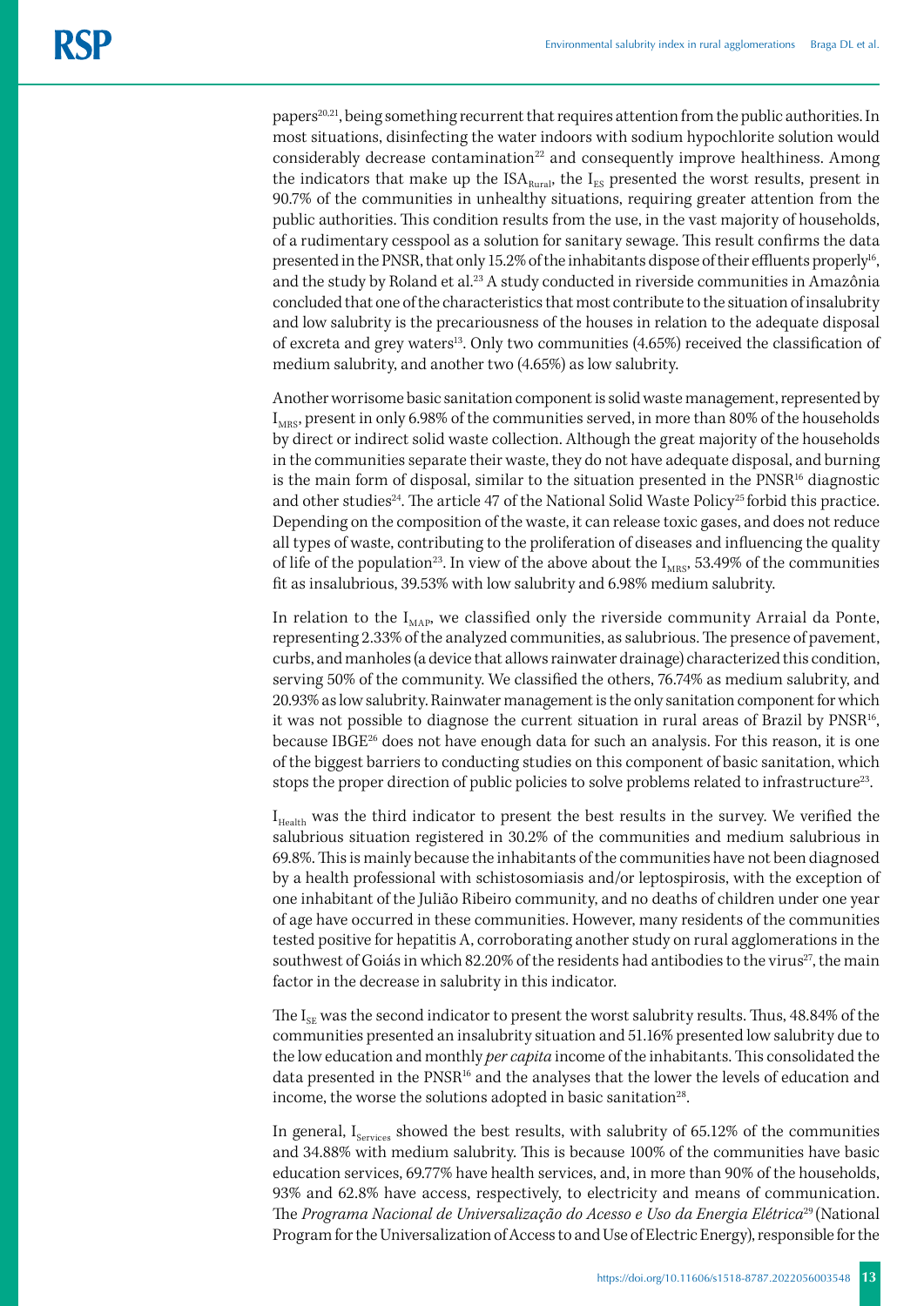papers[20,21], being something recurrent that requires attention from the public authorities. In most situations, disinfecting the water indoors with sodium hypochlorite solution would considerably decrease contamination[22] and consequently improve healthiness. Among the indicators that make up the $ISA_{Rural}$, the $I_{ES}$ presented the worst results, present in 90.7% of the communities in unhealthy situations, requiring greater attention from the public authorities. This condition results from the use, in the vast majority of households, of a rudimentary cesspool as a solution for sanitary sewage. This result confirms the data presented in the PNSR, that only 15.2% of the inhabitants dispose of their effluents properly[16], and the study by Roland et al.[23] A study conducted in riverside communities in Amazônia concluded that one of the characteristics that most contribute to the situation of insalubrity and low salubrity is the precariousness of the houses in relation to the adequate disposal of excreta and grey waters[13]. Only two communities (4.65%) received the classification of medium salubrity, and another two (4.65%) as low salubrity.

Another worrisome basic sanitation component is solid waste management, represented by $I_{MRS}$, present in only 6.98% of the communities served, in more than 80% of the households by direct or indirect solid waste collection. Although the great majority of the households in the communities separate their waste, they do not have adequate disposal, and burning is the main form of disposal, similar to the situation presented in the PNSR[16] diagnostic and other studies[24]. The article 47 of the National Solid Waste Policy[25] forbid this practice. Depending on the composition of the waste, it can release toxic gases, and does not reduce all types of waste, contributing to the proliferation of diseases and influencing the quality of life of the population[23]. In view of the above about the $I_{MRS}$, 53.49% of the communities fit as insalubrious, 39.53% with low salubrity and 6.98% medium salubrity.

In relation to the $I_{MAP}$, we classified only the riverside community Arraial da Ponte, representing 2.33% of the analyzed communities, as salubrious. The presence of pavement, curbs, and manholes (a device that allows rainwater drainage) characterized this condition, serving 50% of the community. We classified the others, 76.74% as medium salubrity, and 20.93% as low salubrity. Rainwater management is the only sanitation component for which it was not possible to diagnose the current situation in rural areas of Brazil by PNSR[16], because IBGE[26] does not have enough data for such an analysis. For this reason, it is one of the biggest barriers to conducting studies on this component of basic sanitation, which stops the proper direction of public policies to solve problems related to infrastructure[23].

$I_{Health}$ was the third indicator to present the best results in the survey. We verified the salubrious situation registered in 30.2% of the communities and medium salubrious in 69.8%. This is mainly because the inhabitants of the communities have not been diagnosed by a health professional with schistosomiasis and/or leptospirosis, with the exception of one inhabitant of the Julião Ribeiro community, and no deaths of children under one year of age have occurred in these communities. However, many residents of the communities tested positive for hepatitis A, corroborating another study on rural agglomerations in the southwest of Goiás in which 82.20% of the residents had antibodies to the virus[27], the main factor in the decrease in salubrity in this indicator.

The $I_{SE}$ was the second indicator to present the worst salubrity results. Thus, 48.84% of the communities presented an insalubrity situation and 51.16% presented low salubrity due to the low education and monthly *per capita* income of the inhabitants. This consolidated the data presented in the PNSR[16] and the analyses that the lower the levels of education and income, the worse the solutions adopted in basic sanitation[28].

In general, $I_{Services}$ showed the best results, with salubrity of 65.12% of the communities and 34.88% with medium salubrity. This is because 100% of the communities have basic education services, 69.77% have health services, and, in more than 90% of the households, 93% and 62.8% have access, respectively, to electricity and means of communication. The *Programa Nacional de Universalização do Acesso e Uso da Energia Elétrica*[29] (National Program for the Universalization of Access to and Use of Electric Energy), responsible for the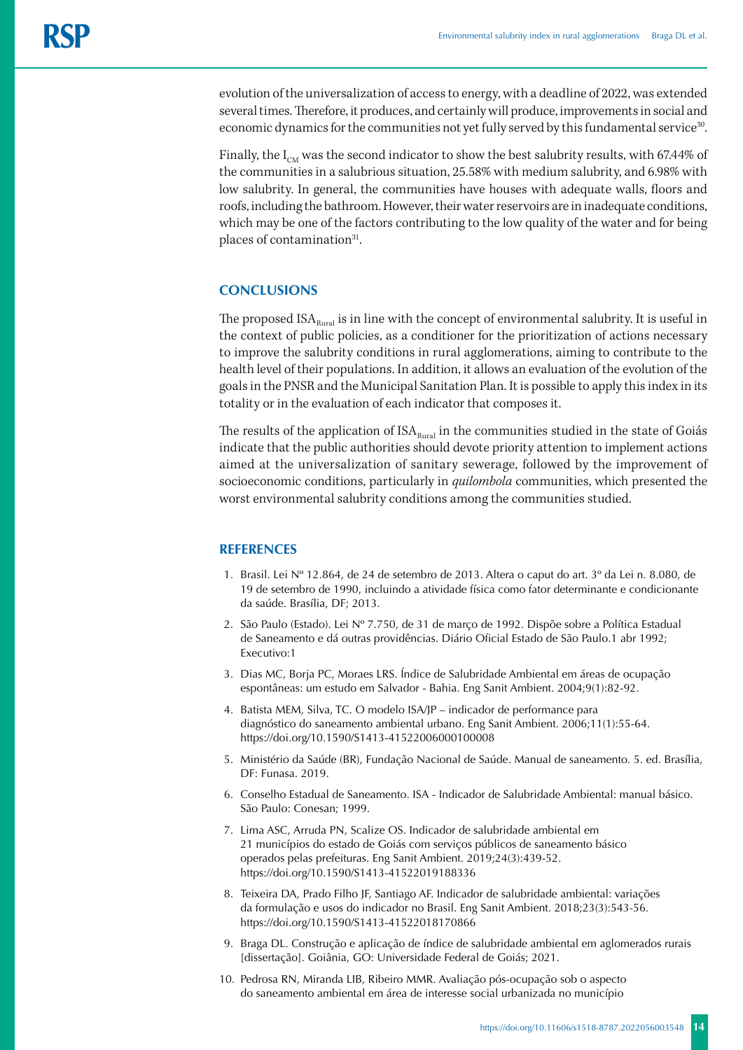evolution of the universalization of access to energy, with a deadline of 2022, was extended several times. Therefore, it produces, and certainly will produce, improvements in social and economic dynamics for the communities not yet fully served by this fundamental service[30].

Finally, the $I_{CM}$ was the second indicator to show the best salubrity results, with 67.44% of the communities in a salubrious situation, 25.58% with medium salubrity, and 6.98% with low salubrity. In general, the communities have houses with adequate walls, floors and roofs, including the bathroom. However, their water reservoirs are in inadequate conditions, which may be one of the factors contributing to the low quality of the water and for being places of contamination[31].

## CONCLUSIONS

The proposed $ISA_{Rural}$ is in line with the concept of environmental salubrity. It is useful in the context of public policies, as a conditioner for the prioritization of actions necessary to improve the salubrity conditions in rural agglomerations, aiming to contribute to the health level of their populations. In addition, it allows an evaluation of the evolution of the goals in the PNSR and the Municipal Sanitation Plan. It is possible to apply this index in its totality or in the evaluation of each indicator that composes it.

The results of the application of $ISA_{Rural}$ in the communities studied in the state of Goiás indicate that the public authorities should devote priority attention to implement actions aimed at the universalization of sanitary sewerage, followed by the improvement of socioeconomic conditions, particularly in *quilombola* communities, which presented the worst environmental salubrity conditions among the communities studied.

## REFERENCES

1. Brasil. Lei Nº 12.864, de 24 de setembro de 2013. Altera o caput do art. 3º da Lei n. 8.080, de 19 de setembro de 1990, incluindo a atividade física como fator determinante e condicionante da saúde. Brasília, DF; 2013.
2. São Paulo (Estado). Lei Nº 7.750, de 31 de março de 1992. Dispõe sobre a Política Estadual de Saneamento e dá outras providências. Diário Oficial Estado de São Paulo.1 abr 1992; Executivo:1
3. Dias MC, Borja PC, Moraes LRS. Índice de Salubridade Ambiental em áreas de ocupação espontâneas: um estudo em Salvador - Bahia. Eng Sanit Ambient. 2004;9(1):82-92.
4. Batista MEM, Silva, TC. O modelo ISA/JP – indicador de performance para diagnóstico do saneamento ambiental urbano. Eng Sanit Ambient. 2006;11(1):55-64. https://doi.org/10.1590/S1413-41522006000100008
5. Ministério da Saúde (BR), Fundação Nacional de Saúde. Manual de saneamento. 5. ed. Brasília, DF: Funasa. 2019.
6. Conselho Estadual de Saneamento. ISA - Indicador de Salubridade Ambiental: manual básico. São Paulo: Conesan; 1999.
7. Lima ASC, Arruda PN, Scalize OS. Indicador de salubridade ambiental em 21 municípios do estado de Goiás com serviços públicos de saneamento básico operados pelas prefeituras. Eng Sanit Ambient. 2019;24(3):439-52. https://doi.org/10.1590/S1413-41522019188336
8. Teixeira DA, Prado Filho JF, Santiago AF. Indicador de salubridade ambiental: variações da formulação e usos do indicador no Brasil. Eng Sanit Ambient. 2018;23(3):543-56. https://doi.org/10.1590/S1413-41522018170866
9. Braga DL. Construção e aplicação de índice de salubridade ambiental em aglomerados rurais [dissertação]. Goiânia, GO: Universidade Federal de Goiás; 2021.
10. Pedrosa RN, Miranda LIB, Ribeiro MMR. Avaliação pós-ocupação sob o aspecto do saneamento ambiental em área de interesse social urbanizada no município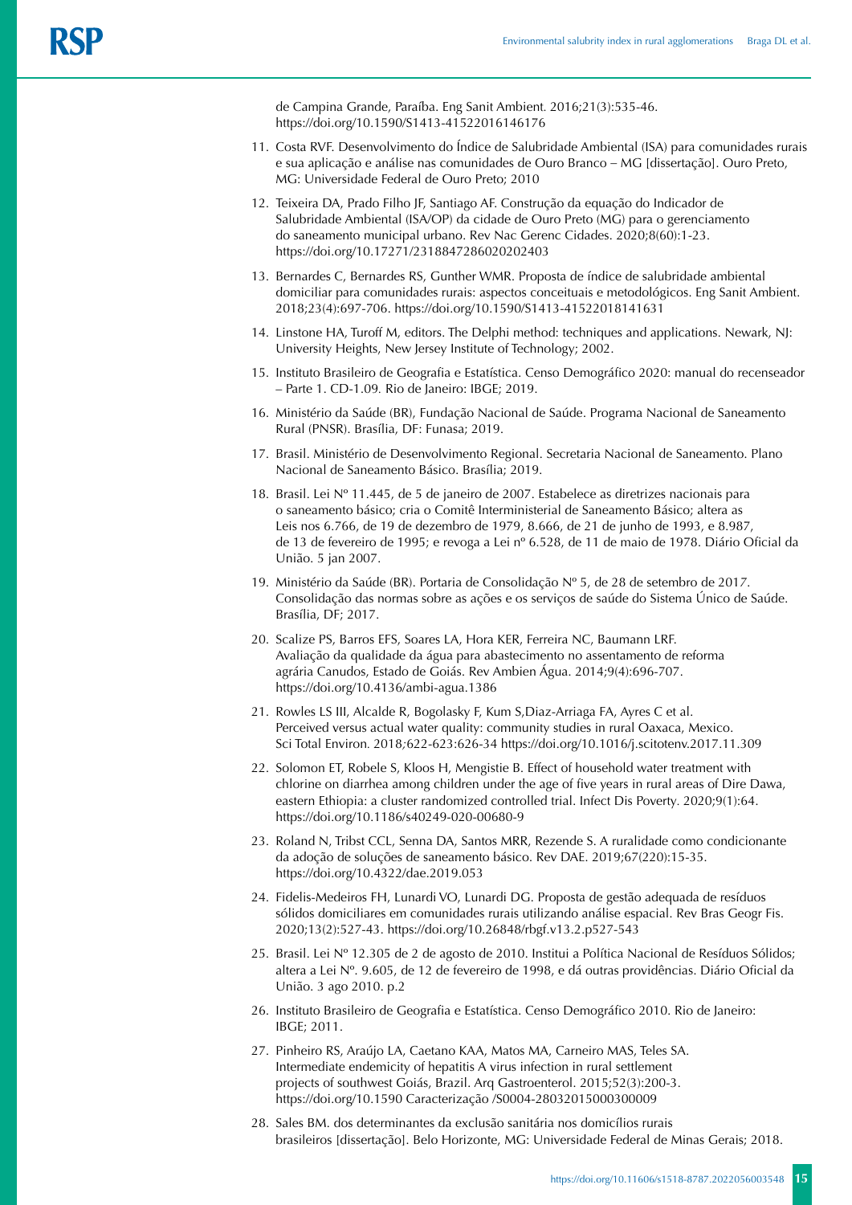de Campina Grande, Paraíba. Eng Sanit Ambient. 2016;21(3):535-46. https://doi.org/10.1590/S1413-41522016146176

11. Costa RVF. Desenvolvimento do Índice de Salubridade Ambiental (ISA) para comunidades rurais e sua aplicação e análise nas comunidades de Ouro Branco – MG [dissertação]. Ouro Preto, MG: Universidade Federal de Ouro Preto; 2010

12. Teixeira DA, Prado Filho JF, Santiago AF. Construção da equação do Indicador de Salubridade Ambiental (ISA/OP) da cidade de Ouro Preto (MG) para o gerenciamento do saneamento municipal urbano. Rev Nac Gerenc Cidades. 2020;8(60):1-23. https://doi.org/10.17271/2318847286020202403

13. Bernardes C, Bernardes RS, Gunther WMR. Proposta de índice de salubridade ambiental domiciliar para comunidades rurais: aspectos conceituais e metodológicos. Eng Sanit Ambient. 2018;23(4):697-706. https://doi.org/10.1590/S1413-41522018141631

14. Linstone HA, Turoff M, editors. The Delphi method: techniques and applications. Newark, NJ: University Heights, New Jersey Institute of Technology; 2002.

15. Instituto Brasileiro de Geografia e Estatística. Censo Demográfico 2020: manual do recenseador – Parte 1. CD-1.09. Rio de Janeiro: IBGE; 2019.

16. Ministério da Saúde (BR), Fundação Nacional de Saúde. Programa Nacional de Saneamento Rural (PNSR). Brasília, DF: Funasa; 2019.

17. Brasil. Ministério de Desenvolvimento Regional. Secretaria Nacional de Saneamento. Plano Nacional de Saneamento Básico. Brasília; 2019.

18. Brasil. Lei Nº 11.445, de 5 de janeiro de 2007. Estabelece as diretrizes nacionais para o saneamento básico; cria o Comitê Interministerial de Saneamento Básico; altera as Leis nos 6.766, de 19 de dezembro de 1979, 8.666, de 21 de junho de 1993, e 8.987, de 13 de fevereiro de 1995; e revoga a Lei nº 6.528, de 11 de maio de 1978. Diário Oficial da União. 5 jan 2007.

19. Ministério da Saúde (BR). Portaria de Consolidação Nº 5, de 28 de setembro de 2017. Consolidação das normas sobre as ações e os serviços de saúde do Sistema Único de Saúde. Brasília, DF; 2017.

20. Scalize PS, Barros EFS, Soares LA, Hora KER, Ferreira NC, Baumann LRF. Avaliação da qualidade da água para abastecimento no assentamento de reforma agrária Canudos, Estado de Goiás. Rev Ambien Água. 2014;9(4):696-707. https://doi.org/10.4136/ambi-agua.1386

21. Rowles LS III, Alcalde R, Bogolasky F, Kum S,Diaz-Arriaga FA, Ayres C et al. Perceived versus actual water quality: community studies in rural Oaxaca, Mexico. Sci Total Environ. 2018;622-623:626-34 https://doi.org/10.1016/j.scitotenv.2017.11.309

22. Solomon ET, Robele S, Kloos H, Mengistie B. Effect of household water treatment with chlorine on diarrhea among children under the age of five years in rural areas of Dire Dawa, eastern Ethiopia: a cluster randomized controlled trial. Infect Dis Poverty. 2020;9(1):64. https://doi.org/10.1186/s40249-020-00680-9

23. Roland N, Tribst CCL, Senna DA, Santos MRR, Rezende S. A ruralidade como condicionante da adoção de soluções de saneamento básico. Rev DAE. 2019;67(220):15-35. https://doi.org/10.4322/dae.2019.053

24. Fidelis-Medeiros FH, Lunardi VO, Lunardi DG. Proposta de gestão adequada de resíduos sólidos domiciliares em comunidades rurais utilizando análise espacial. Rev Bras Geogr Fis. 2020;13(2):527-43. https://doi.org/10.26848/rbgf.v13.2.p527-543

25. Brasil. Lei Nº 12.305 de 2 de agosto de 2010. Institui a Política Nacional de Resíduos Sólidos; altera a Lei Nº. 9.605, de 12 de fevereiro de 1998, e dá outras providências. Diário Oficial da União. 3 ago 2010. p.2

26. Instituto Brasileiro de Geografia e Estatística. Censo Demográfico 2010. Rio de Janeiro: IBGE; 2011.

27. Pinheiro RS, Araújo LA, Caetano KAA, Matos MA, Carneiro MAS, Teles SA. Intermediate endemicity of hepatitis A virus infection in rural settlement projects of southwest Goiás, Brazil. Arq Gastroenterol. 2015;52(3):200-3. https://doi.org/10.1590 Caracterização /S0004-28032015000300009

28. Sales BM. dos determinantes da exclusão sanitária nos domicílios rurais brasileiros [dissertação]. Belo Horizonte, MG: Universidade Federal de Minas Gerais; 2018.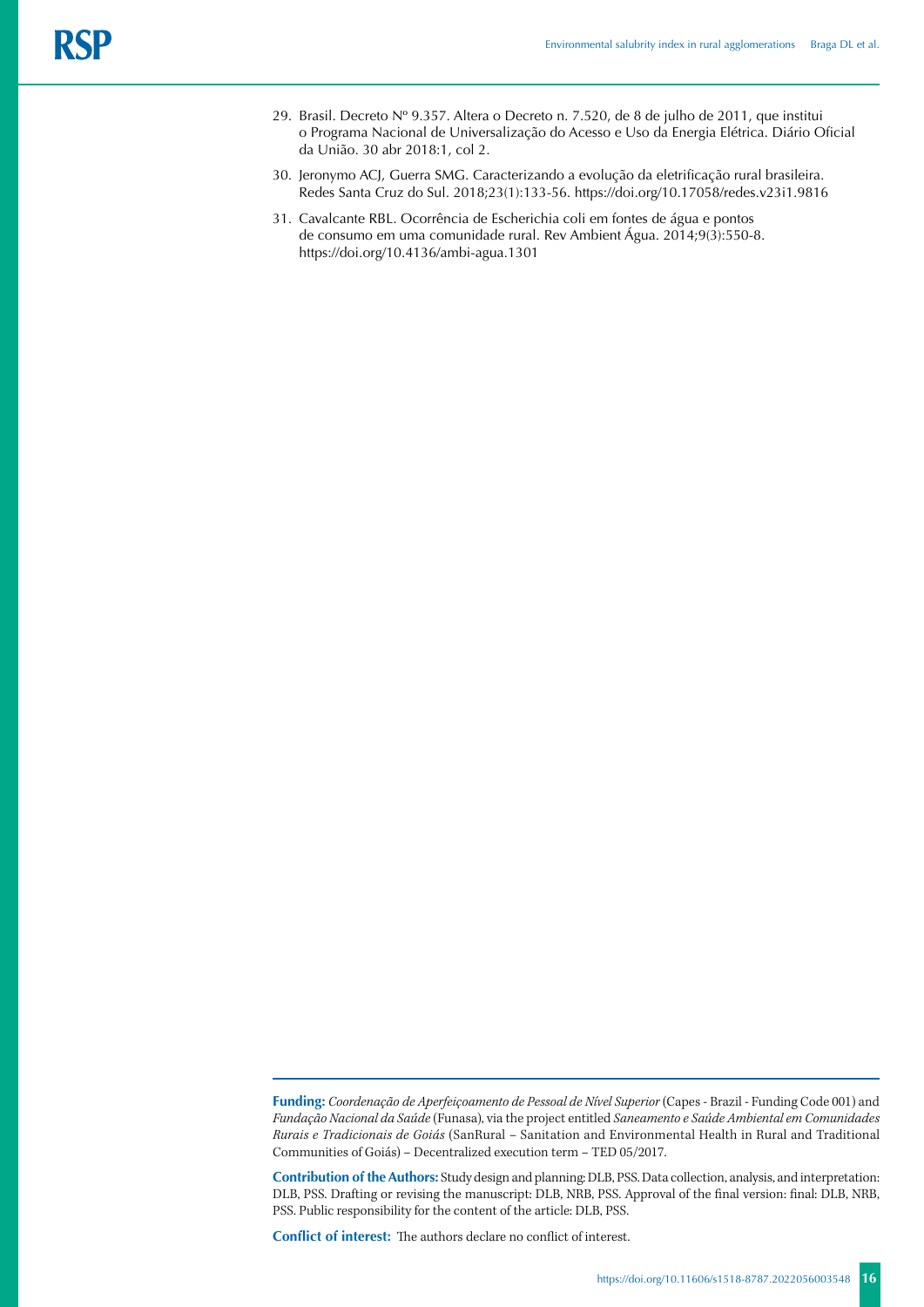29. Brasil. Decreto Nº 9.357. Altera o Decreto n. 7.520, de 8 de julho de 2011, que institui o Programa Nacional de Universalização do Acesso e Uso da Energia Elétrica. Diário Oficial da União. 30 abr 2018:1, col 2.

30. Jeronymo ACJ, Guerra SMG. Caracterizando a evolução da eletrificação rural brasileira. Redes Santa Cruz do Sul. 2018;23(1):133-56. https://doi.org/10.17058/redes.v23i1.9816

31. Cavalcante RBL. Ocorrência de Escherichia coli em fontes de água e pontos de consumo em uma comunidade rural. Rev Ambient Água. 2014;9(3):550-8. https://doi.org/10.4136/ambi-agua.1301

**Funding:** *Coordenação de Aperfeiçoamento de Pessoal de Nível Superior* (Capes - Brazil - Funding Code 001) and *Fundação Nacional da Saúde* (Funasa), via the project entitled *Saneamento e Saúde Ambiental em Comunidades Rurais e Tradicionais de Goiás* (SanRural – Sanitation and Environmental Health in Rural and Traditional Communities of Goiás) – Decentralized execution term – TED 05/2017.

**Contribution of the Authors:** Study design and planning: DLB, PSS. Data collection, analysis, and interpretation: DLB, PSS. Drafting or revising the manuscript: DLB, NRB, PSS. Approval of the final version: final: DLB, NRB, PSS. Public responsibility for the content of the article: DLB, PSS.

**Conflict of interest:** The authors declare no conflict of interest.